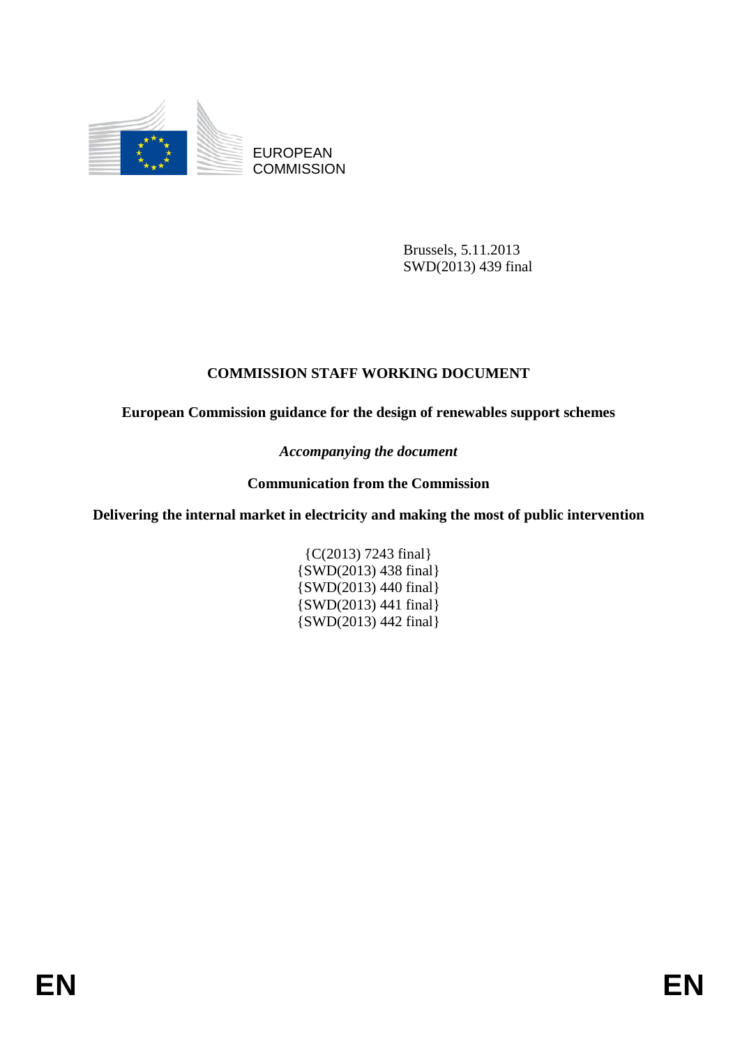EUROPEAN COMMISSION

Brussels, 5.11.2013
SWD(2013) 439 final

# COMMISSION STAFF WORKING DOCUMENT

**European Commission guidance for the design of renewables support schemes**

*Accompanying the document*

**Communication from the Commission**

**Delivering the internal market in electricity and making the most of public intervention**

{C(2013) 7243 final}
{SWD(2013) 438 final}
{SWD(2013) 440 final}
{SWD(2013) 441 final}
{SWD(2013) 442 final}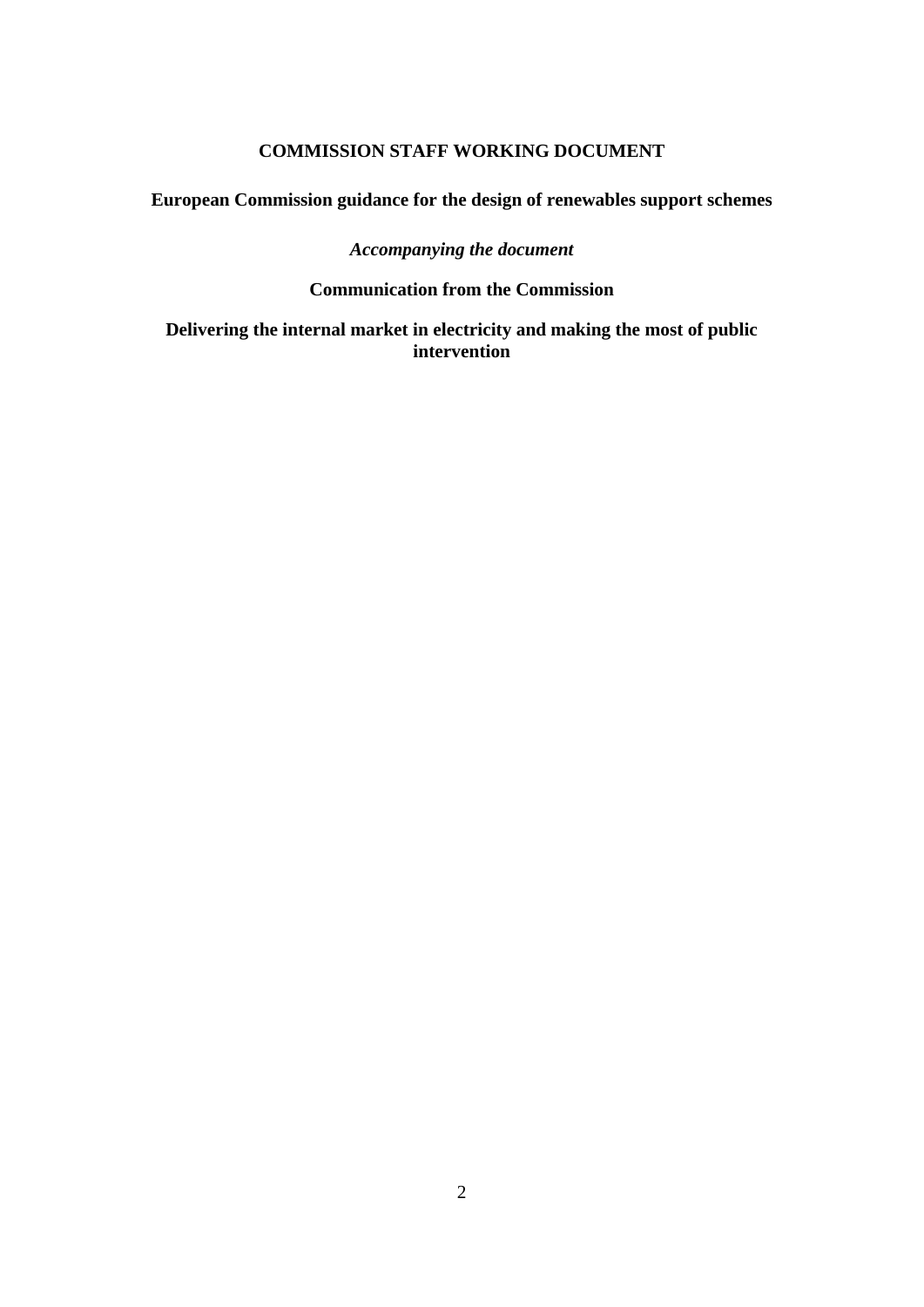**COMMISSION STAFF WORKING DOCUMENT**

**European Commission guidance for the design of renewables support schemes**

***Accompanying the document***

**Communication from the Commission**

**Delivering the internal market in electricity and making the most of public intervention**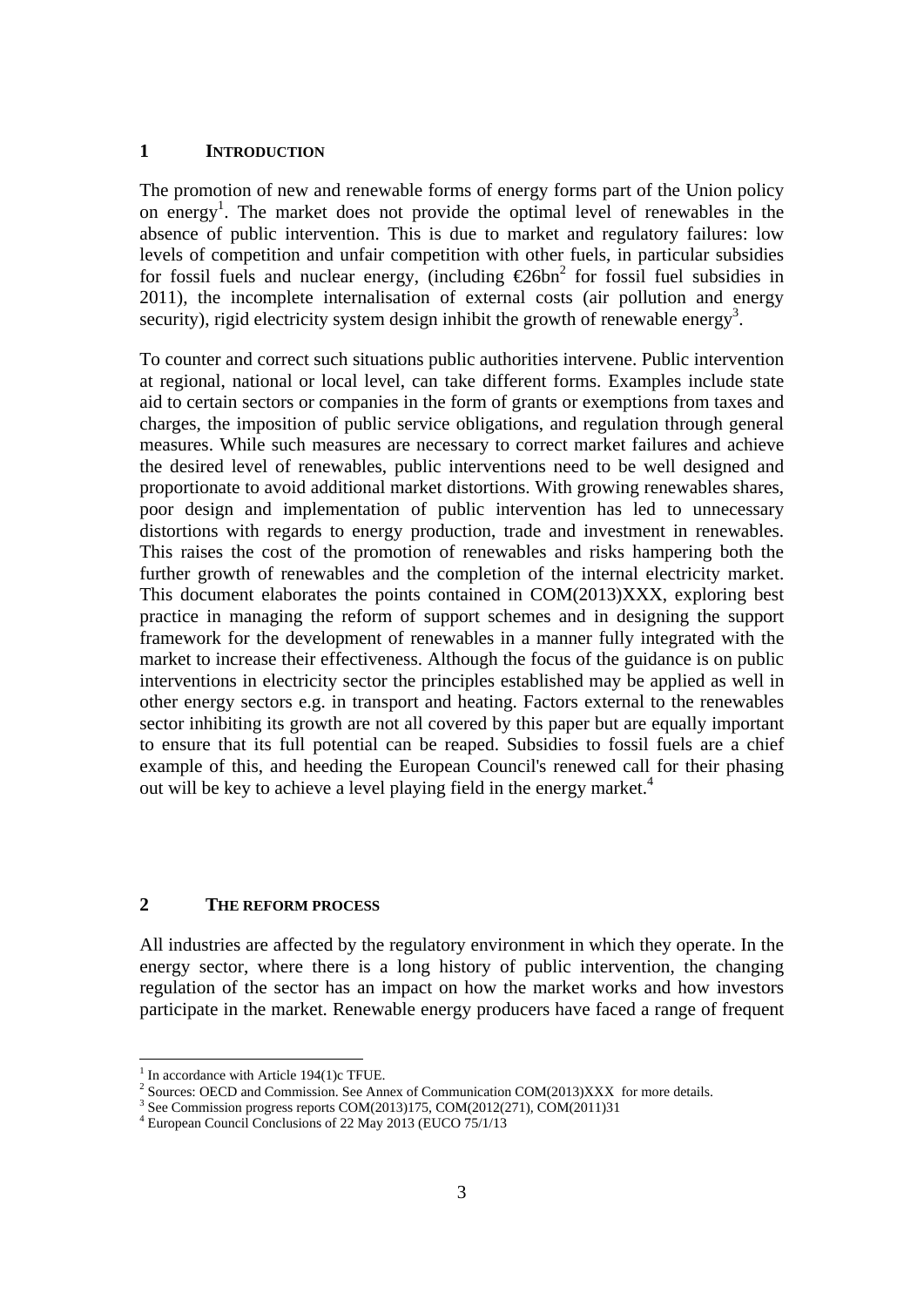## 1 INTRODUCTION

The promotion of new and renewable forms of energy forms part of the Union policy on energy[1]. The market does not provide the optimal level of renewables in the absence of public intervention. This is due to market and regulatory failures: low levels of competition and unfair competition with other fuels, in particular subsidies for fossil fuels and nuclear energy, (including €26bn[2] for fossil fuel subsidies in 2011), the incomplete internalisation of external costs (air pollution and energy security), rigid electricity system design inhibit the growth of renewable energy[3].

To counter and correct such situations public authorities intervene. Public intervention at regional, national or local level, can take different forms. Examples include state aid to certain sectors or companies in the form of grants or exemptions from taxes and charges, the imposition of public service obligations, and regulation through general measures. While such measures are necessary to correct market failures and achieve the desired level of renewables, public interventions need to be well designed and proportionate to avoid additional market distortions. With growing renewables shares, poor design and implementation of public intervention has led to unnecessary distortions with regards to energy production, trade and investment in renewables. This raises the cost of the promotion of renewables and risks hampering both the further growth of renewables and the completion of the internal electricity market. This document elaborates the points contained in COM(2013)XXX, exploring best practice in managing the reform of support schemes and in designing the support framework for the development of renewables in a manner fully integrated with the market to increase their effectiveness. Although the focus of the guidance is on public interventions in electricity sector the principles established may be applied as well in other energy sectors e.g. in transport and heating. Factors external to the renewables sector inhibiting its growth are not all covered by this paper but are equally important to ensure that its full potential can be reaped. Subsidies to fossil fuels are a chief example of this, and heeding the European Council's renewed call for their phasing out will be key to achieve a level playing field in the energy market.[4]

## 2 THE REFORM PROCESS

All industries are affected by the regulatory environment in which they operate. In the energy sector, where there is a long history of public intervention, the changing regulation of the sector has an impact on how the market works and how investors participate in the market. Renewable energy producers have faced a range of frequent

---

[1] In accordance with Article 194(1)c TFUE.

[2] Sources: OECD and Commission. See Annex of Communication COM(2013)XXX for more details.

[3] See Commission progress reports COM(2013)175, COM(2012(271), COM(2011)31

[4] European Council Conclusions of 22 May 2013 (EUCO 75/1/13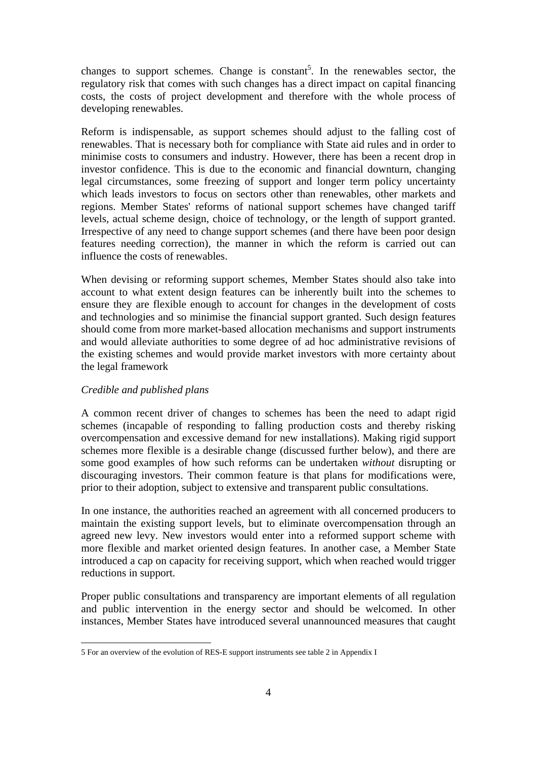changes to support schemes. Change is constant[5]. In the renewables sector, the regulatory risk that comes with such changes has a direct impact on capital financing costs, the costs of project development and therefore with the whole process of developing renewables.

Reform is indispensable, as support schemes should adjust to the falling cost of renewables. That is necessary both for compliance with State aid rules and in order to minimise costs to consumers and industry. However, there has been a recent drop in investor confidence. This is due to the economic and financial downturn, changing legal circumstances, some freezing of support and longer term policy uncertainty which leads investors to focus on sectors other than renewables, other markets and regions. Member States' reforms of national support schemes have changed tariff levels, actual scheme design, choice of technology, or the length of support granted. Irrespective of any need to change support schemes (and there have been poor design features needing correction), the manner in which the reform is carried out can influence the costs of renewables.

When devising or reforming support schemes, Member States should also take into account to what extent design features can be inherently built into the schemes to ensure they are flexible enough to account for changes in the development of costs and technologies and so minimise the financial support granted. Such design features should come from more market-based allocation mechanisms and support instruments and would alleviate authorities to some degree of ad hoc administrative revisions of the existing schemes and would provide market investors with more certainty about the legal framework

*Credible and published plans*

A common recent driver of changes to schemes has been the need to adapt rigid schemes (incapable of responding to falling production costs and thereby risking overcompensation and excessive demand for new installations). Making rigid support schemes more flexible is a desirable change (discussed further below), and there are some good examples of how such reforms can be undertaken *without* disrupting or discouraging investors. Their common feature is that plans for modifications were, prior to their adoption, subject to extensive and transparent public consultations.

In one instance, the authorities reached an agreement with all concerned producers to maintain the existing support levels, but to eliminate overcompensation through an agreed new levy. New investors would enter into a reformed support scheme with more flexible and market oriented design features. In another case, a Member State introduced a cap on capacity for receiving support, which when reached would trigger reductions in support.

Proper public consultations and transparency are important elements of all regulation and public intervention in the energy sector and should be welcomed. In other instances, Member States have introduced several unannounced measures that caught

---

5 For an overview of the evolution of RES-E support instruments see table 2 in Appendix I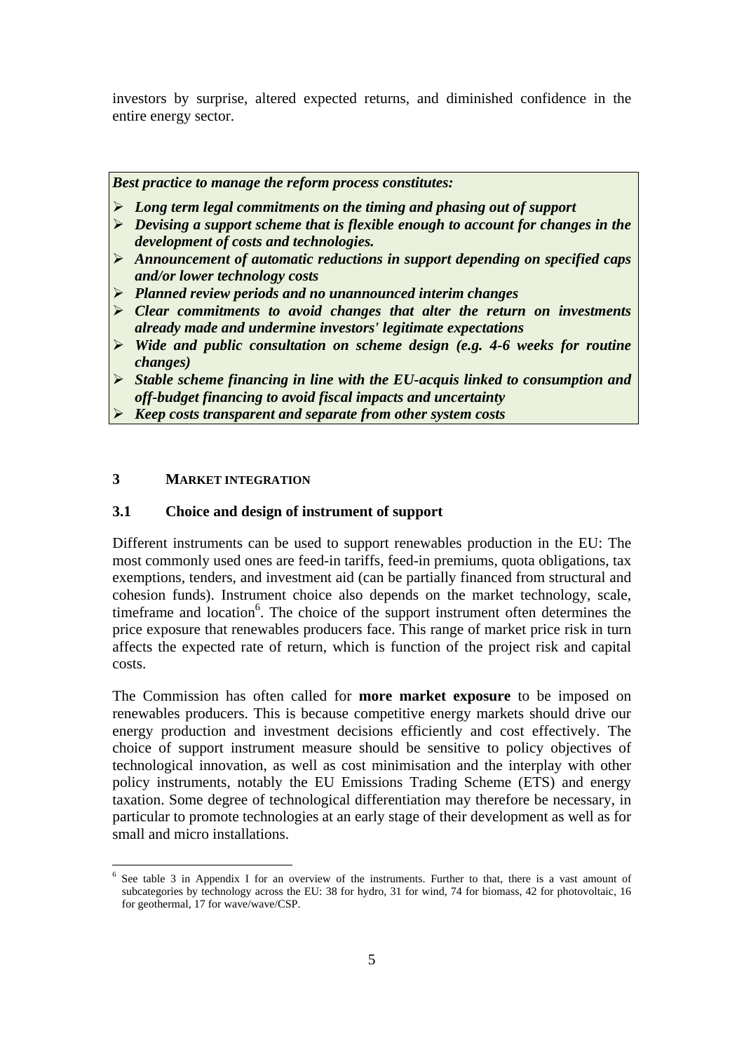investors by surprise, altered expected returns, and diminished confidence in the entire energy sector.

***Best practice to manage the reform process constitutes:***

- ***Long term legal commitments on the timing and phasing out of support***
- ***Devising a support scheme that is flexible enough to account for changes in the development of costs and technologies.***
- ***Announcement of automatic reductions in support depending on specified caps and/or lower technology costs***
- ***Planned review periods and no unannounced interim changes***
- ***Clear commitments to avoid changes that alter the return on investments already made and undermine investors' legitimate expectations***
- ***Wide and public consultation on scheme design (e.g. 4-6 weeks for routine changes)***
- ***Stable scheme financing in line with the EU-acquis linked to consumption and off-budget financing to avoid fiscal impacts and uncertainty***
- ***Keep costs transparent and separate from other system costs***

# 3 MARKET INTEGRATION

## 3.1 Choice and design of instrument of support

Different instruments can be used to support renewables production in the EU: The most commonly used ones are feed-in tariffs, feed-in premiums, quota obligations, tax exemptions, tenders, and investment aid (can be partially financed from structural and cohesion funds). Instrument choice also depends on the market technology, scale, timeframe and location[6]. The choice of the support instrument often determines the price exposure that renewables producers face. This range of market price risk in turn affects the expected rate of return, which is function of the project risk and capital costs.

The Commission has often called for **more market exposure** to be imposed on renewables producers. This is because competitive energy markets should drive our energy production and investment decisions efficiently and cost effectively. The choice of support instrument measure should be sensitive to policy objectives of technological innovation, as well as cost minimisation and the interplay with other policy instruments, notably the EU Emissions Trading Scheme (ETS) and energy taxation. Some degree of technological differentiation may therefore be necessary, in particular to promote technologies at an early stage of their development as well as for small and micro installations.

[6] See table 3 in Appendix I for an overview of the instruments. Further to that, there is a vast amount of subcategories by technology across the EU: 38 for hydro, 31 for wind, 74 for biomass, 42 for photovoltaic, 16 for geothermal, 17 for wave/wave/CSP.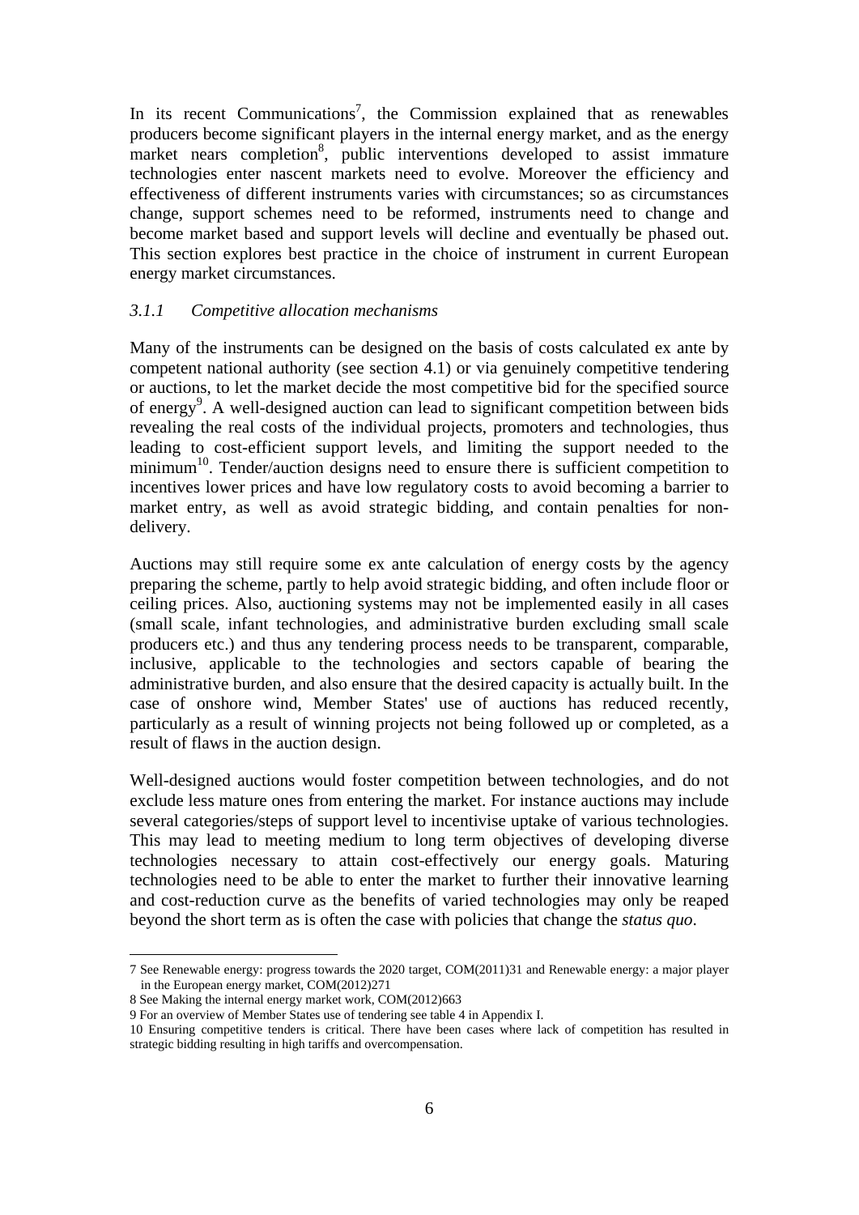In its recent Communications[7], the Commission explained that as renewables producers become significant players in the internal energy market, and as the energy market nears completion[8], public interventions developed to assist immature technologies enter nascent markets need to evolve. Moreover the efficiency and effectiveness of different instruments varies with circumstances; so as circumstances change, support schemes need to be reformed, instruments need to change and become market based and support levels will decline and eventually be phased out. This section explores best practice in the choice of instrument in current European energy market circumstances.

### *3.1.1 Competitive allocation mechanisms*

Many of the instruments can be designed on the basis of costs calculated ex ante by competent national authority (see section 4.1) or via genuinely competitive tendering or auctions, to let the market decide the most competitive bid for the specified source of energy[9]. A well-designed auction can lead to significant competition between bids revealing the real costs of the individual projects, promoters and technologies, thus leading to cost-efficient support levels, and limiting the support needed to the minimum[10]. Tender/auction designs need to ensure there is sufficient competition to incentives lower prices and have low regulatory costs to avoid becoming a barrier to market entry, as well as avoid strategic bidding, and contain penalties for non-delivery.

Auctions may still require some ex ante calculation of energy costs by the agency preparing the scheme, partly to help avoid strategic bidding, and often include floor or ceiling prices. Also, auctioning systems may not be implemented easily in all cases (small scale, infant technologies, and administrative burden excluding small scale producers etc.) and thus any tendering process needs to be transparent, comparable, inclusive, applicable to the technologies and sectors capable of bearing the administrative burden, and also ensure that the desired capacity is actually built. In the case of onshore wind, Member States' use of auctions has reduced recently, particularly as a result of winning projects not being followed up or completed, as a result of flaws in the auction design.

Well-designed auctions would foster competition between technologies, and do not exclude less mature ones from entering the market. For instance auctions may include several categories/steps of support level to incentivise uptake of various technologies. This may lead to meeting medium to long term objectives of developing diverse technologies necessary to attain cost-effectively our energy goals. Maturing technologies need to be able to enter the market to further their innovative learning and cost-reduction curve as the benefits of varied technologies may only be reaped beyond the short term as is often the case with policies that change the *status quo*.

---

7 See Renewable energy: progress towards the 2020 target, COM(2011)31 and Renewable energy: a major player in the European energy market, COM(2012)271

8 See Making the internal energy market work, COM(2012)663

9 For an overview of Member States use of tendering see table 4 in Appendix I.

10 Ensuring competitive tenders is critical. There have been cases where lack of competition has resulted in strategic bidding resulting in high tariffs and overcompensation.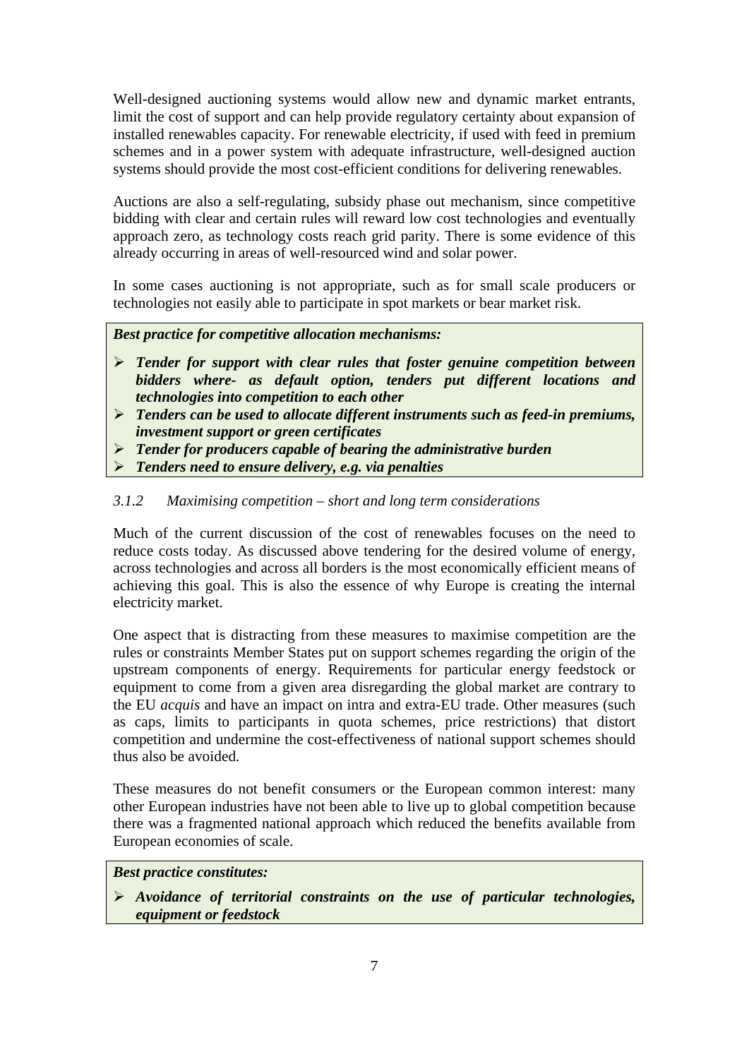Well-designed auctioning systems would allow new and dynamic market entrants, limit the cost of support and can help provide regulatory certainty about expansion of installed renewables capacity. For renewable electricity, if used with feed in premium schemes and in a power system with adequate infrastructure, well-designed auction systems should provide the most cost-efficient conditions for delivering renewables.

Auctions are also a self-regulating, subsidy phase out mechanism, since competitive bidding with clear and certain rules will reward low cost technologies and eventually approach zero, as technology costs reach grid parity. There is some evidence of this already occurring in areas of well-resourced wind and solar power.

In some cases auctioning is not appropriate, such as for small scale producers or technologies not easily able to participate in spot markets or bear market risk.

***Best practice for competitive allocation mechanisms:***

- ***Tender for support with clear rules that foster genuine competition between bidders where- as default option, tenders put different locations and technologies into competition to each other***
- ***Tenders can be used to allocate different instruments such as feed-in premiums, investment support or green certificates***
- ***Tender for producers capable of bearing the administrative burden***
- ***Tenders need to ensure delivery, e.g. via penalties***

### *3.1.2 Maximising competition – short and long term considerations*

Much of the current discussion of the cost of renewables focuses on the need to reduce costs today. As discussed above tendering for the desired volume of energy, across technologies and across all borders is the most economically efficient means of achieving this goal. This is also the essence of why Europe is creating the internal electricity market.

One aspect that is distracting from these measures to maximise competition are the rules or constraints Member States put on support schemes regarding the origin of the upstream components of energy. Requirements for particular energy feedstock or equipment to come from a given area disregarding the global market are contrary to the EU *acquis* and have an impact on intra and extra-EU trade. Other measures (such as caps, limits to participants in quota schemes, price restrictions) that distort competition and undermine the cost-effectiveness of national support schemes should thus also be avoided.

These measures do not benefit consumers or the European common interest: many other European industries have not been able to live up to global competition because there was a fragmented national approach which reduced the benefits available from European economies of scale.

***Best practice constitutes:***

- ***Avoidance of territorial constraints on the use of particular technologies, equipment or feedstock***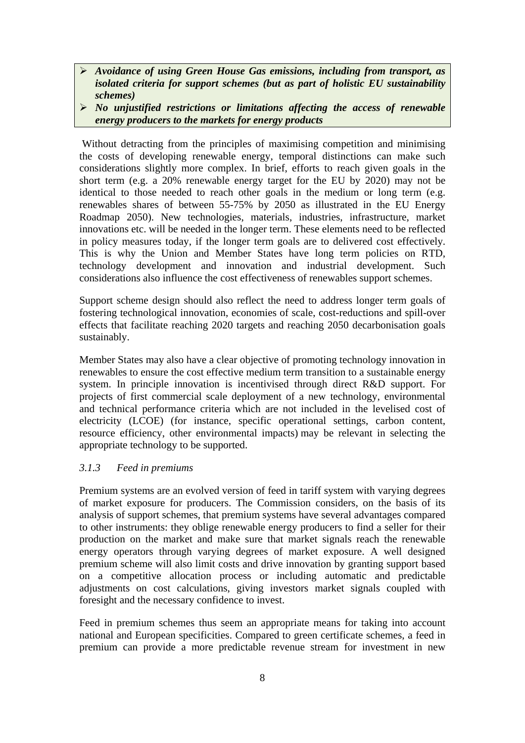- ***Avoidance of using Green House Gas emissions, including from transport, as isolated criteria for support schemes (but as part of holistic EU sustainability schemes)***
- ***No unjustified restrictions or limitations affecting the access of renewable energy producers to the markets for energy products***

Without detracting from the principles of maximising competition and minimising the costs of developing renewable energy, temporal distinctions can make such considerations slightly more complex. In brief, efforts to reach given goals in the short term (e.g. a 20% renewable energy target for the EU by 2020) may not be identical to those needed to reach other goals in the medium or long term (e.g. renewables shares of between 55-75% by 2050 as illustrated in the EU Energy Roadmap 2050). New technologies, materials, industries, infrastructure, market innovations etc. will be needed in the longer term. These elements need to be reflected in policy measures today, if the longer term goals are to delivered cost effectively. This is why the Union and Member States have long term policies on RTD, technology development and innovation and industrial development. Such considerations also influence the cost effectiveness of renewables support schemes.

Support scheme design should also reflect the need to address longer term goals of fostering technological innovation, economies of scale, cost-reductions and spill-over effects that facilitate reaching 2020 targets and reaching 2050 decarbonisation goals sustainably.

Member States may also have a clear objective of promoting technology innovation in renewables to ensure the cost effective medium term transition to a sustainable energy system. In principle innovation is incentivised through direct R&D support. For projects of first commercial scale deployment of a new technology, environmental and technical performance criteria which are not included in the levelised cost of electricity (LCOE) (for instance, specific operational settings, carbon content, resource efficiency, other environmental impacts) may be relevant in selecting the appropriate technology to be supported.

### *3.1.3 Feed in premiums*

Premium systems are an evolved version of feed in tariff system with varying degrees of market exposure for producers. The Commission considers, on the basis of its analysis of support schemes, that premium systems have several advantages compared to other instruments: they oblige renewable energy producers to find a seller for their production on the market and make sure that market signals reach the renewable energy operators through varying degrees of market exposure. A well designed premium scheme will also limit costs and drive innovation by granting support based on a competitive allocation process or including automatic and predictable adjustments on cost calculations, giving investors market signals coupled with foresight and the necessary confidence to invest.

Feed in premium schemes thus seem an appropriate means for taking into account national and European specificities. Compared to green certificate schemes, a feed in premium can provide a more predictable revenue stream for investment in new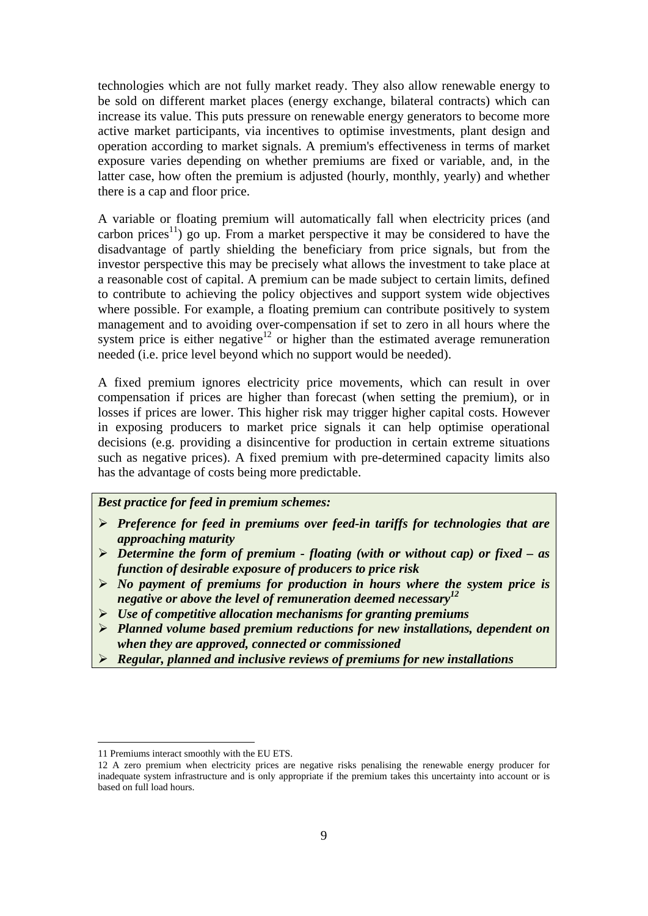technologies which are not fully market ready. They also allow renewable energy to be sold on different market places (energy exchange, bilateral contracts) which can increase its value. This puts pressure on renewable energy generators to become more active market participants, via incentives to optimise investments, plant design and operation according to market signals. A premium's effectiveness in terms of market exposure varies depending on whether premiums are fixed or variable, and, in the latter case, how often the premium is adjusted (hourly, monthly, yearly) and whether there is a cap and floor price.

A variable or floating premium will automatically fall when electricity prices (and carbon prices[11]) go up. From a market perspective it may be considered to have the disadvantage of partly shielding the beneficiary from price signals, but from the investor perspective this may be precisely what allows the investment to take place at a reasonable cost of capital. A premium can be made subject to certain limits, defined to contribute to achieving the policy objectives and support system wide objectives where possible. For example, a floating premium can contribute positively to system management and to avoiding over-compensation if set to zero in all hours where the system price is either negative[12] or higher than the estimated average remuneration needed (i.e. price level beyond which no support would be needed).

A fixed premium ignores electricity price movements, which can result in over compensation if prices are higher than forecast (when setting the premium), or in losses if prices are lower. This higher risk may trigger higher capital costs. However in exposing producers to market price signals it can help optimise operational decisions (e.g. providing a disincentive for production in certain extreme situations such as negative prices). A fixed premium with pre-determined capacity limits also has the advantage of costs being more predictable.

***Best practice for feed in premium schemes:***

- ***Preference for feed in premiums over feed-in tariffs for technologies that are approaching maturity***
- ***Determine the form of premium - floating (with or without cap) or fixed – as function of desirable exposure of producers to price risk***
- ***No payment of premiums for production in hours where the system price is negative or above the level of remuneration deemed necessary[12]***
- ***Use of competitive allocation mechanisms for granting premiums***
- ***Planned volume based premium reductions for new installations, dependent on when they are approved, connected or commissioned***
- ***Regular, planned and inclusive reviews of premiums for new installations***

---

11 Premiums interact smoothly with the EU ETS.

12 A zero premium when electricity prices are negative risks penalising the renewable energy producer for inadequate system infrastructure and is only appropriate if the premium takes this uncertainty into account or is based on full load hours.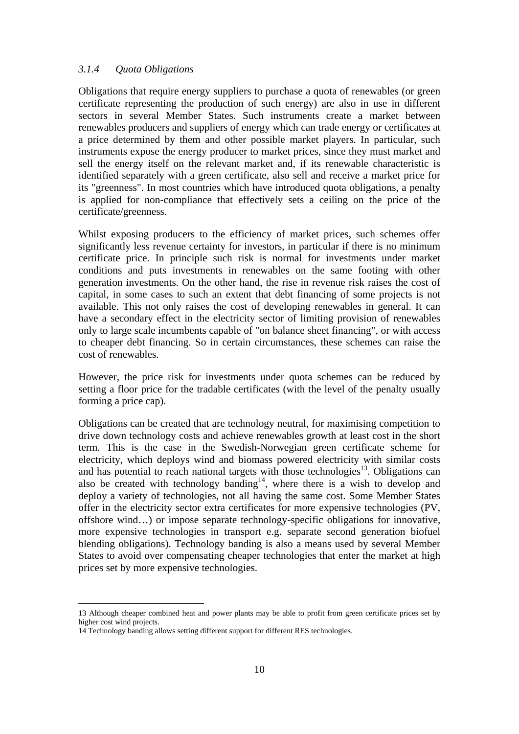### *3.1.4 Quota Obligations*

Obligations that require energy suppliers to purchase a quota of renewables (or green certificate representing the production of such energy) are also in use in different sectors in several Member States. Such instruments create a market between renewables producers and suppliers of energy which can trade energy or certificates at a price determined by them and other possible market players. In particular, such instruments expose the energy producer to market prices, since they must market and sell the energy itself on the relevant market and, if its renewable characteristic is identified separately with a green certificate, also sell and receive a market price for its "greenness". In most countries which have introduced quota obligations, a penalty is applied for non-compliance that effectively sets a ceiling on the price of the certificate/greenness.

Whilst exposing producers to the efficiency of market prices, such schemes offer significantly less revenue certainty for investors, in particular if there is no minimum certificate price. In principle such risk is normal for investments under market conditions and puts investments in renewables on the same footing with other generation investments. On the other hand, the rise in revenue risk raises the cost of capital, in some cases to such an extent that debt financing of some projects is not available. This not only raises the cost of developing renewables in general. It can have a secondary effect in the electricity sector of limiting provision of renewables only to large scale incumbents capable of "on balance sheet financing", or with access to cheaper debt financing. So in certain circumstances, these schemes can raise the cost of renewables.

However, the price risk for investments under quota schemes can be reduced by setting a floor price for the tradable certificates (with the level of the penalty usually forming a price cap).

Obligations can be created that are technology neutral, for maximising competition to drive down technology costs and achieve renewables growth at least cost in the short term. This is the case in the Swedish-Norwegian green certificate scheme for electricity, which deploys wind and biomass powered electricity with similar costs and has potential to reach national targets with those technologies[13]. Obligations can also be created with technology banding[14], where there is a wish to develop and deploy a variety of technologies, not all having the same cost. Some Member States offer in the electricity sector extra certificates for more expensive technologies (PV, offshore wind…) or impose separate technology-specific obligations for innovative, more expensive technologies in transport e.g. separate second generation biofuel blending obligations). Technology banding is also a means used by several Member States to avoid over compensating cheaper technologies that enter the market at high prices set by more expensive technologies.

---

13 Although cheaper combined heat and power plants may be able to profit from green certificate prices set by higher cost wind projects.

14 Technology banding allows setting different support for different RES technologies.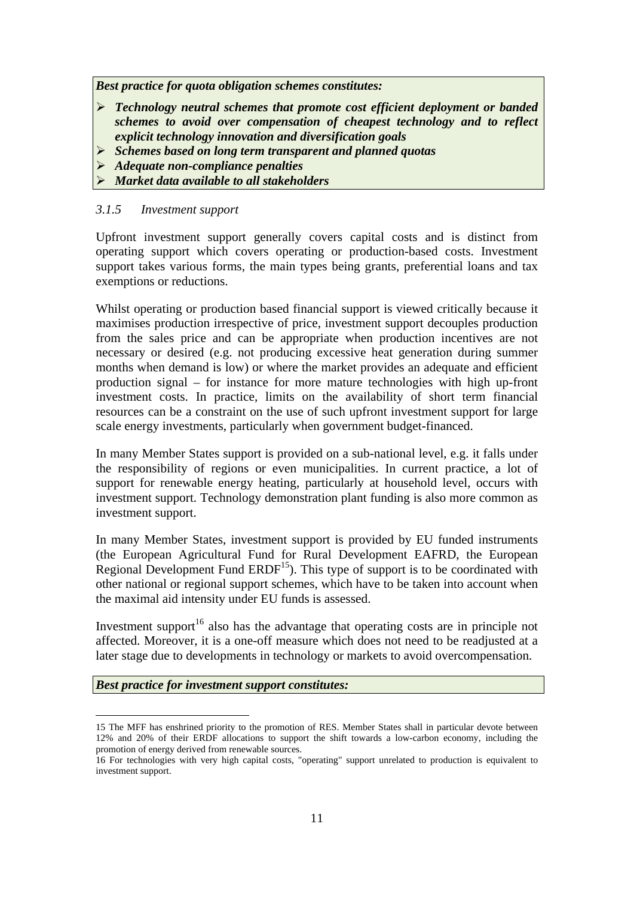***Best practice for quota obligation schemes constitutes:***

- ***Technology neutral schemes that promote cost efficient deployment or banded schemes to avoid over compensation of cheapest technology and to reflect explicit technology innovation and diversification goals***
- ***Schemes based on long term transparent and planned quotas***
- ***Adequate non-compliance penalties***
- ***Market data available to all stakeholders***

#### *3.1.5 Investment support*

Upfront investment support generally covers capital costs and is distinct from operating support which covers operating or production-based costs. Investment support takes various forms, the main types being grants, preferential loans and tax exemptions or reductions.

Whilst operating or production based financial support is viewed critically because it maximises production irrespective of price, investment support decouples production from the sales price and can be appropriate when production incentives are not necessary or desired (e.g. not producing excessive heat generation during summer months when demand is low) or where the market provides an adequate and efficient production signal – for instance for more mature technologies with high up-front investment costs. In practice, limits on the availability of short term financial resources can be a constraint on the use of such upfront investment support for large scale energy investments, particularly when government budget-financed.

In many Member States support is provided on a sub-national level, e.g. it falls under the responsibility of regions or even municipalities. In current practice, a lot of support for renewable energy heating, particularly at household level, occurs with investment support. Technology demonstration plant funding is also more common as investment support.

In many Member States, investment support is provided by EU funded instruments (the European Agricultural Fund for Rural Development EAFRD, the European Regional Development Fund ERDF[15]). This type of support is to be coordinated with other national or regional support schemes, which have to be taken into account when the maximal aid intensity under EU funds is assessed.

Investment support[16] also has the advantage that operating costs are in principle not affected. Moreover, it is a one-off measure which does not need to be readjusted at a later stage due to developments in technology or markets to avoid overcompensation.

***Best practice for investment support constitutes:***

15 The MFF has enshrined priority to the promotion of RES. Member States shall in particular devote between 12% and 20% of their ERDF allocations to support the shift towards a low-carbon economy, including the promotion of energy derived from renewable sources.

16 For technologies with very high capital costs, "operating" support unrelated to production is equivalent to investment support.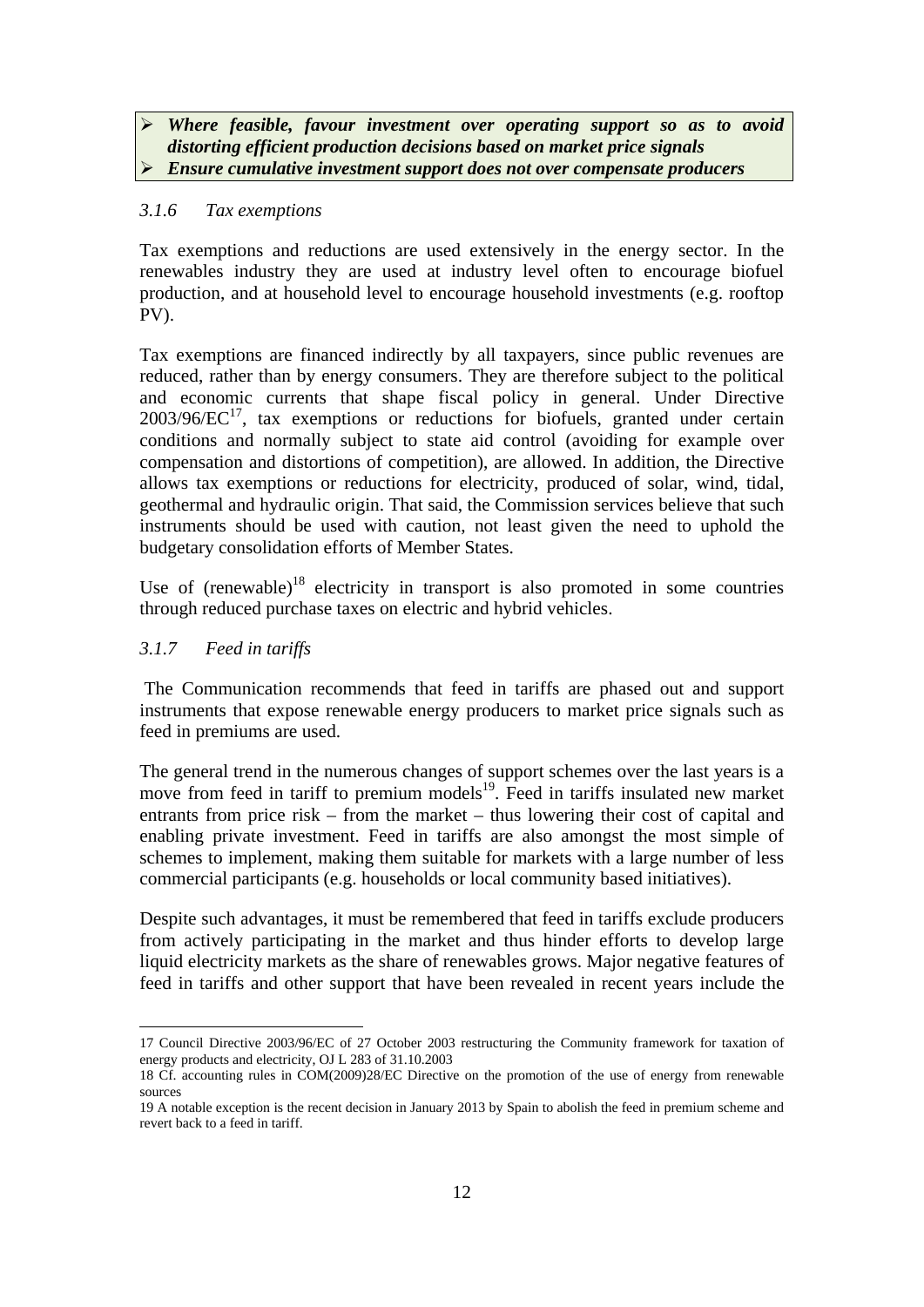- ***Where feasible, favour investment over operating support so as to avoid distorting efficient production decisions based on market price signals***
- ***Ensure cumulative investment support does not over compensate producers***

### *3.1.6 Tax exemptions*

Tax exemptions and reductions are used extensively in the energy sector. In the renewables industry they are used at industry level often to encourage biofuel production, and at household level to encourage household investments (e.g. rooftop PV).

Tax exemptions are financed indirectly by all taxpayers, since public revenues are reduced, rather than by energy consumers. They are therefore subject to the political and economic currents that shape fiscal policy in general. Under Directive 2003/96/EC[17], tax exemptions or reductions for biofuels, granted under certain conditions and normally subject to state aid control (avoiding for example over compensation and distortions of competition), are allowed. In addition, the Directive allows tax exemptions or reductions for electricity, produced of solar, wind, tidal, geothermal and hydraulic origin. That said, the Commission services believe that such instruments should be used with caution, not least given the need to uphold the budgetary consolidation efforts of Member States.

Use of (renewable)[18] electricity in transport is also promoted in some countries through reduced purchase taxes on electric and hybrid vehicles.

### *3.1.7 Feed in tariffs*

The Communication recommends that feed in tariffs are phased out and support instruments that expose renewable energy producers to market price signals such as feed in premiums are used.

The general trend in the numerous changes of support schemes over the last years is a move from feed in tariff to premium models[19]. Feed in tariffs insulated new market entrants from price risk – from the market – thus lowering their cost of capital and enabling private investment. Feed in tariffs are also amongst the most simple of schemes to implement, making them suitable for markets with a large number of less commercial participants (e.g. households or local community based initiatives).

Despite such advantages, it must be remembered that feed in tariffs exclude producers from actively participating in the market and thus hinder efforts to develop large liquid electricity markets as the share of renewables grows. Major negative features of feed in tariffs and other support that have been revealed in recent years include the

---

17 Council Directive 2003/96/EC of 27 October 2003 restructuring the Community framework for taxation of energy products and electricity, OJ L 283 of 31.10.2003

18 Cf. accounting rules in COM(2009)28/EC Directive on the promotion of the use of energy from renewable sources

19 A notable exception is the recent decision in January 2013 by Spain to abolish the feed in premium scheme and revert back to a feed in tariff.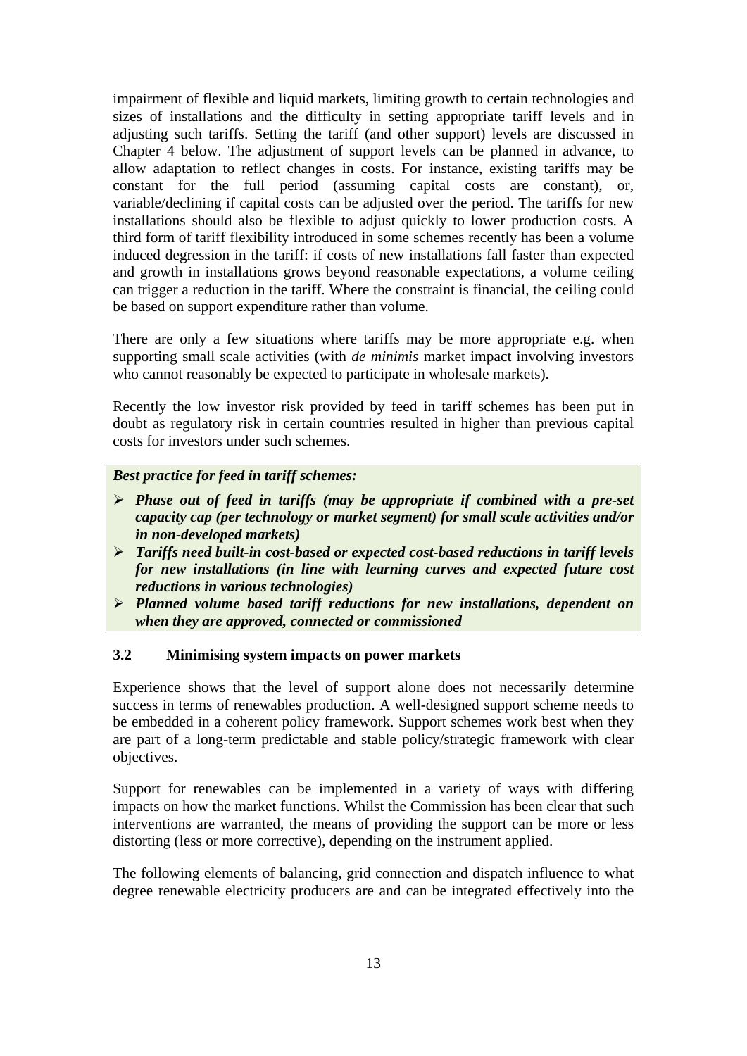impairment of flexible and liquid markets, limiting growth to certain technologies and sizes of installations and the difficulty in setting appropriate tariff levels and in adjusting such tariffs. Setting the tariff (and other support) levels are discussed in Chapter 4 below. The adjustment of support levels can be planned in advance, to allow adaptation to reflect changes in costs. For instance, existing tariffs may be constant for the full period (assuming capital costs are constant), or, variable/declining if capital costs can be adjusted over the period. The tariffs for new installations should also be flexible to adjust quickly to lower production costs. A third form of tariff flexibility introduced in some schemes recently has been a volume induced degression in the tariff: if costs of new installations fall faster than expected and growth in installations grows beyond reasonable expectations, a volume ceiling can trigger a reduction in the tariff. Where the constraint is financial, the ceiling could be based on support expenditure rather than volume.

There are only a few situations where tariffs may be more appropriate e.g. when supporting small scale activities (with *de minimis* market impact involving investors who cannot reasonably be expected to participate in wholesale markets).

Recently the low investor risk provided by feed in tariff schemes has been put in doubt as regulatory risk in certain countries resulted in higher than previous capital costs for investors under such schemes.

***Best practice for feed in tariff schemes:***

- ***Phase out of feed in tariffs (may be appropriate if combined with a pre-set capacity cap (per technology or market segment) for small scale activities and/or in non-developed markets)***
- ***Tariffs need built-in cost-based or expected cost-based reductions in tariff levels for new installations (in line with learning curves and expected future cost reductions in various technologies)***
- ***Planned volume based tariff reductions for new installations, dependent on when they are approved, connected or commissioned***

### 3.2 Minimising system impacts on power markets

Experience shows that the level of support alone does not necessarily determine success in terms of renewables production. A well-designed support scheme needs to be embedded in a coherent policy framework. Support schemes work best when they are part of a long-term predictable and stable policy/strategic framework with clear objectives.

Support for renewables can be implemented in a variety of ways with differing impacts on how the market functions. Whilst the Commission has been clear that such interventions are warranted, the means of providing the support can be more or less distorting (less or more corrective), depending on the instrument applied.

The following elements of balancing, grid connection and dispatch influence to what degree renewable electricity producers are and can be integrated effectively into the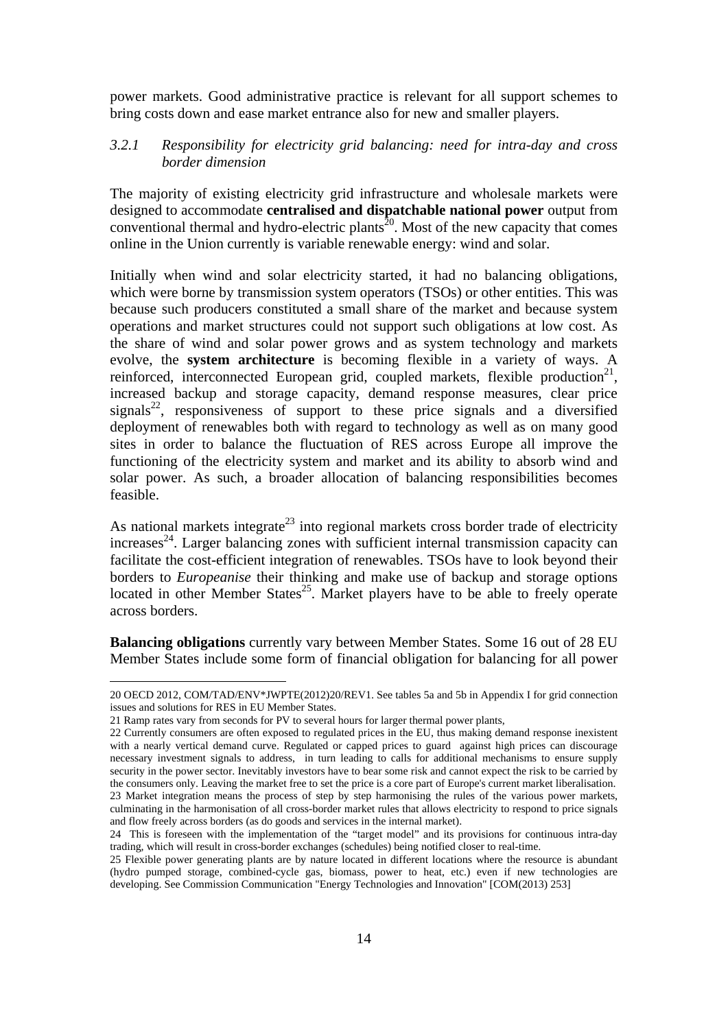power markets. Good administrative practice is relevant for all support schemes to bring costs down and ease market entrance also for new and smaller players.

### *3.2.1 Responsibility for electricity grid balancing: need for intra-day and cross border dimension*

The majority of existing electricity grid infrastructure and wholesale markets were designed to accommodate **centralised and dispatchable national power** output from conventional thermal and hydro-electric plants[20]. Most of the new capacity that comes online in the Union currently is variable renewable energy: wind and solar.

Initially when wind and solar electricity started, it had no balancing obligations, which were borne by transmission system operators (TSOs) or other entities. This was because such producers constituted a small share of the market and because system operations and market structures could not support such obligations at low cost. As the share of wind and solar power grows and as system technology and markets evolve, the **system architecture** is becoming flexible in a variety of ways. A reinforced, interconnected European grid, coupled markets, flexible production[21], increased backup and storage capacity, demand response measures, clear price signals[22], responsiveness of support to these price signals and a diversified deployment of renewables both with regard to technology as well as on many good sites in order to balance the fluctuation of RES across Europe all improve the functioning of the electricity system and market and its ability to absorb wind and solar power. As such, a broader allocation of balancing responsibilities becomes feasible.

As national markets integrate[23] into regional markets cross border trade of electricity increases[24]. Larger balancing zones with sufficient internal transmission capacity can facilitate the cost-efficient integration of renewables. TSOs have to look beyond their borders to *Europeanise* their thinking and make use of backup and storage options located in other Member States[25]. Market players have to be able to freely operate across borders.

**Balancing obligations** currently vary between Member States. Some 16 out of 28 EU Member States include some form of financial obligation for balancing for all power

---

20 OECD 2012, COM/TAD/ENV*JWPTE(2012)20/REV1. See tables 5a and 5b in Appendix I for grid connection issues and solutions for RES in EU Member States.

21 Ramp rates vary from seconds for PV to several hours for larger thermal power plants,

22 Currently consumers are often exposed to regulated prices in the EU, thus making demand response inexistent with a nearly vertical demand curve. Regulated or capped prices to guard against high prices can discourage necessary investment signals to address, in turn leading to calls for additional mechanisms to ensure supply security in the power sector. Inevitably investors have to bear some risk and cannot expect the risk to be carried by the consumers only. Leaving the market free to set the price is a core part of Europe's current market liberalisation.

23 Market integration means the process of step by step harmonising the rules of the various power markets, culminating in the harmonisation of all cross-border market rules that allows electricity to respond to price signals and flow freely across borders (as do goods and services in the internal market).

24 This is foreseen with the implementation of the "target model" and its provisions for continuous intra-day trading, which will result in cross-border exchanges (schedules) being notified closer to real-time.

25 Flexible power generating plants are by nature located in different locations where the resource is abundant (hydro pumped storage, combined-cycle gas, biomass, power to heat, etc.) even if new technologies are developing. See Commission Communication "Energy Technologies and Innovation" [COM(2013) 253]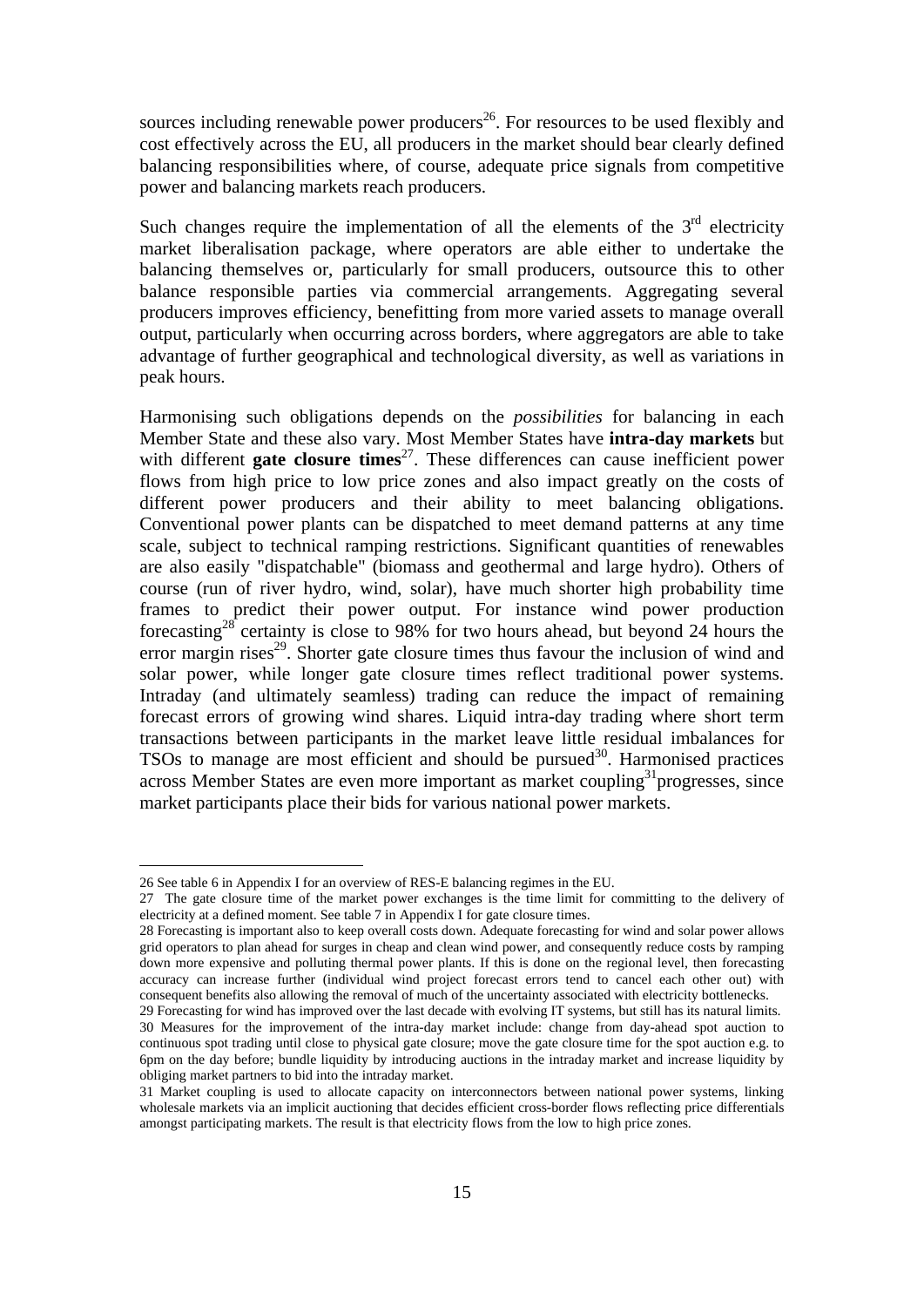sources including renewable power producers[26]. For resources to be used flexibly and cost effectively across the EU, all producers in the market should bear clearly defined balancing responsibilities where, of course, adequate price signals from competitive power and balancing markets reach producers.

Such changes require the implementation of all the elements of the 3rd electricity market liberalisation package, where operators are able either to undertake the balancing themselves or, particularly for small producers, outsource this to other balance responsible parties via commercial arrangements. Aggregating several producers improves efficiency, benefitting from more varied assets to manage overall output, particularly when occurring across borders, where aggregators are able to take advantage of further geographical and technological diversity, as well as variations in peak hours.

Harmonising such obligations depends on the *possibilities* for balancing in each Member State and these also vary. Most Member States have **intra-day markets** but with different **gate closure times**[27]. These differences can cause inefficient power flows from high price to low price zones and also impact greatly on the costs of different power producers and their ability to meet balancing obligations. Conventional power plants can be dispatched to meet demand patterns at any time scale, subject to technical ramping restrictions. Significant quantities of renewables are also easily "dispatchable" (biomass and geothermal and large hydro). Others of course (run of river hydro, wind, solar), have much shorter high probability time frames to predict their power output. For instance wind power production forecasting[28] certainty is close to 98% for two hours ahead, but beyond 24 hours the error margin rises[29]. Shorter gate closure times thus favour the inclusion of wind and solar power, while longer gate closure times reflect traditional power systems. Intraday (and ultimately seamless) trading can reduce the impact of remaining forecast errors of growing wind shares. Liquid intra-day trading where short term transactions between participants in the market leave little residual imbalances for TSOs to manage are most efficient and should be pursued[30]. Harmonised practices across Member States are even more important as market coupling[31] progresses, since market participants place their bids for various national power markets.

---

26 See table 6 in Appendix I for an overview of RES-E balancing regimes in the EU.

27 The gate closure time of the market power exchanges is the time limit for committing to the delivery of electricity at a defined moment. See table 7 in Appendix I for gate closure times.

28 Forecasting is important also to keep overall costs down. Adequate forecasting for wind and solar power allows grid operators to plan ahead for surges in cheap and clean wind power, and consequently reduce costs by ramping down more expensive and polluting thermal power plants. If this is done on the regional level, then forecasting accuracy can increase further (individual wind project forecast errors tend to cancel each other out) with consequent benefits also allowing the removal of much of the uncertainty associated with electricity bottlenecks.

29 Forecasting for wind has improved over the last decade with evolving IT systems, but still has its natural limits.

30 Measures for the improvement of the intra-day market include: change from day-ahead spot auction to continuous spot trading until close to physical gate closure; move the gate closure time for the spot auction e.g. to 6pm on the day before; bundle liquidity by introducing auctions in the intraday market and increase liquidity by obliging market partners to bid into the intraday market.

31 Market coupling is used to allocate capacity on interconnectors between national power systems, linking wholesale markets via an implicit auctioning that decides efficient cross-border flows reflecting price differentials amongst participating markets. The result is that electricity flows from the low to high price zones.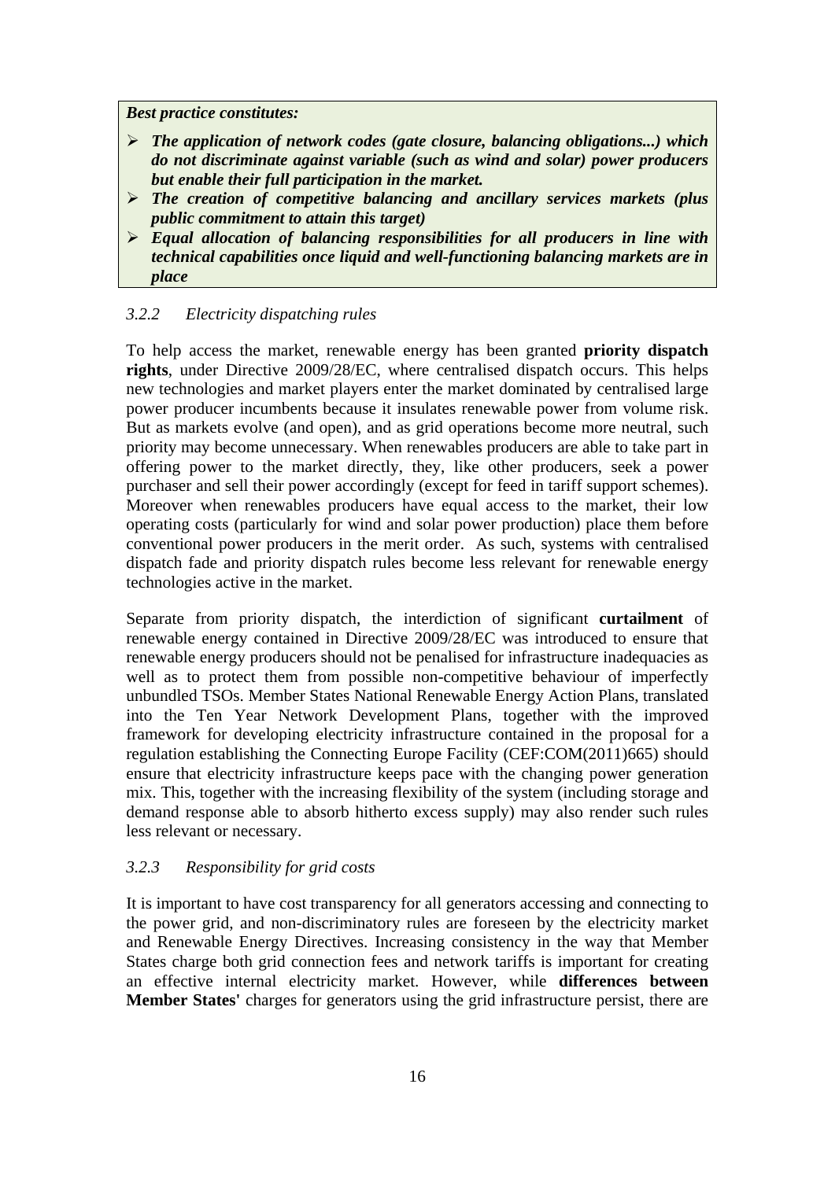***Best practice constitutes:***

- ***The application of network codes (gate closure, balancing obligations...) which do not discriminate against variable (such as wind and solar) power producers but enable their full participation in the market.***
- ***The creation of competitive balancing and ancillary services markets (plus public commitment to attain this target)***
- ***Equal allocation of balancing responsibilities for all producers in line with technical capabilities once liquid and well-functioning balancing markets are in place***

### *3.2.2 Electricity dispatching rules*

To help access the market, renewable energy has been granted **priority dispatch rights**, under Directive 2009/28/EC, where centralised dispatch occurs. This helps new technologies and market players enter the market dominated by centralised large power producer incumbents because it insulates renewable power from volume risk. But as markets evolve (and open), and as grid operations become more neutral, such priority may become unnecessary. When renewables producers are able to take part in offering power to the market directly, they, like other producers, seek a power purchaser and sell their power accordingly (except for feed in tariff support schemes). Moreover when renewables producers have equal access to the market, their low operating costs (particularly for wind and solar power production) place them before conventional power producers in the merit order. As such, systems with centralised dispatch fade and priority dispatch rules become less relevant for renewable energy technologies active in the market.

Separate from priority dispatch, the interdiction of significant **curtailment** of renewable energy contained in Directive 2009/28/EC was introduced to ensure that renewable energy producers should not be penalised for infrastructure inadequacies as well as to protect them from possible non-competitive behaviour of imperfectly unbundled TSOs. Member States National Renewable Energy Action Plans, translated into the Ten Year Network Development Plans, together with the improved framework for developing electricity infrastructure contained in the proposal for a regulation establishing the Connecting Europe Facility (CEF:COM(2011)665) should ensure that electricity infrastructure keeps pace with the changing power generation mix. This, together with the increasing flexibility of the system (including storage and demand response able to absorb hitherto excess supply) may also render such rules less relevant or necessary.

### *3.2.3 Responsibility for grid costs*

It is important to have cost transparency for all generators accessing and connecting to the power grid, and non-discriminatory rules are foreseen by the electricity market and Renewable Energy Directives. Increasing consistency in the way that Member States charge both grid connection fees and network tariffs is important for creating an effective internal electricity market. However, while **differences between Member States'** charges for generators using the grid infrastructure persist, there are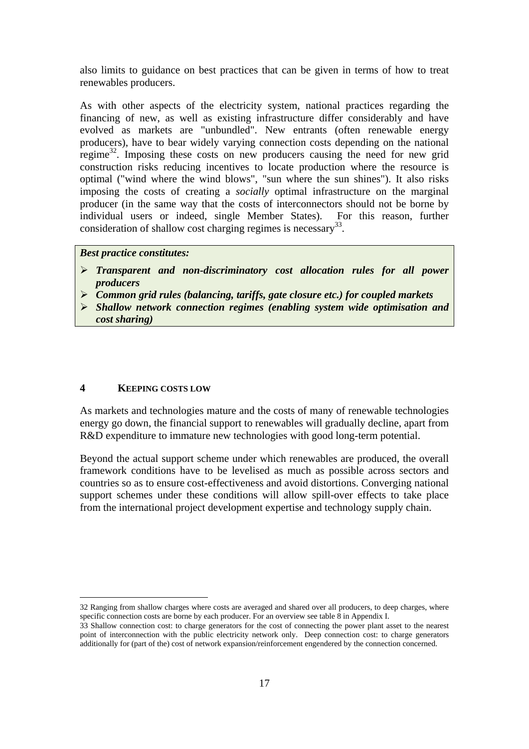also limits to guidance on best practices that can be given in terms of how to treat renewables producers.

As with other aspects of the electricity system, national practices regarding the financing of new, as well as existing infrastructure differ considerably and have evolved as markets are "unbundled". New entrants (often renewable energy producers), have to bear widely varying connection costs depending on the national regime[32]. Imposing these costs on new producers causing the need for new grid construction risks reducing incentives to locate production where the resource is optimal ("wind where the wind blows", "sun where the sun shines"). It also risks imposing the costs of creating a *socially* optimal infrastructure on the marginal producer (in the same way that the costs of interconnectors should not be borne by individual users or indeed, single Member States). For this reason, further consideration of shallow cost charging regimes is necessary[33].

***Best practice constitutes:***

- ***Transparent and non-discriminatory cost allocation rules for all power producers***
- ***Common grid rules (balancing, tariffs, gate closure etc.) for coupled markets***
- ***Shallow network connection regimes (enabling system wide optimisation and cost sharing)***

## 4 KEEPING COSTS LOW

As markets and technologies mature and the costs of many of renewable technologies energy go down, the financial support to renewables will gradually decline, apart from R&D expenditure to immature new technologies with good long-term potential.

Beyond the actual support scheme under which renewables are produced, the overall framework conditions have to be levelised as much as possible across sectors and countries so as to ensure cost-effectiveness and avoid distortions. Converging national support schemes under these conditions will allow spill-over effects to take place from the international project development expertise and technology supply chain.

---

32 Ranging from shallow charges where costs are averaged and shared over all producers, to deep charges, where specific connection costs are borne by each producer. For an overview see table 8 in Appendix I.

33 Shallow connection cost: to charge generators for the cost of connecting the power plant asset to the nearest point of interconnection with the public electricity network only. Deep connection cost: to charge generators additionally for (part of the) cost of network expansion/reinforcement engendered by the connection concerned.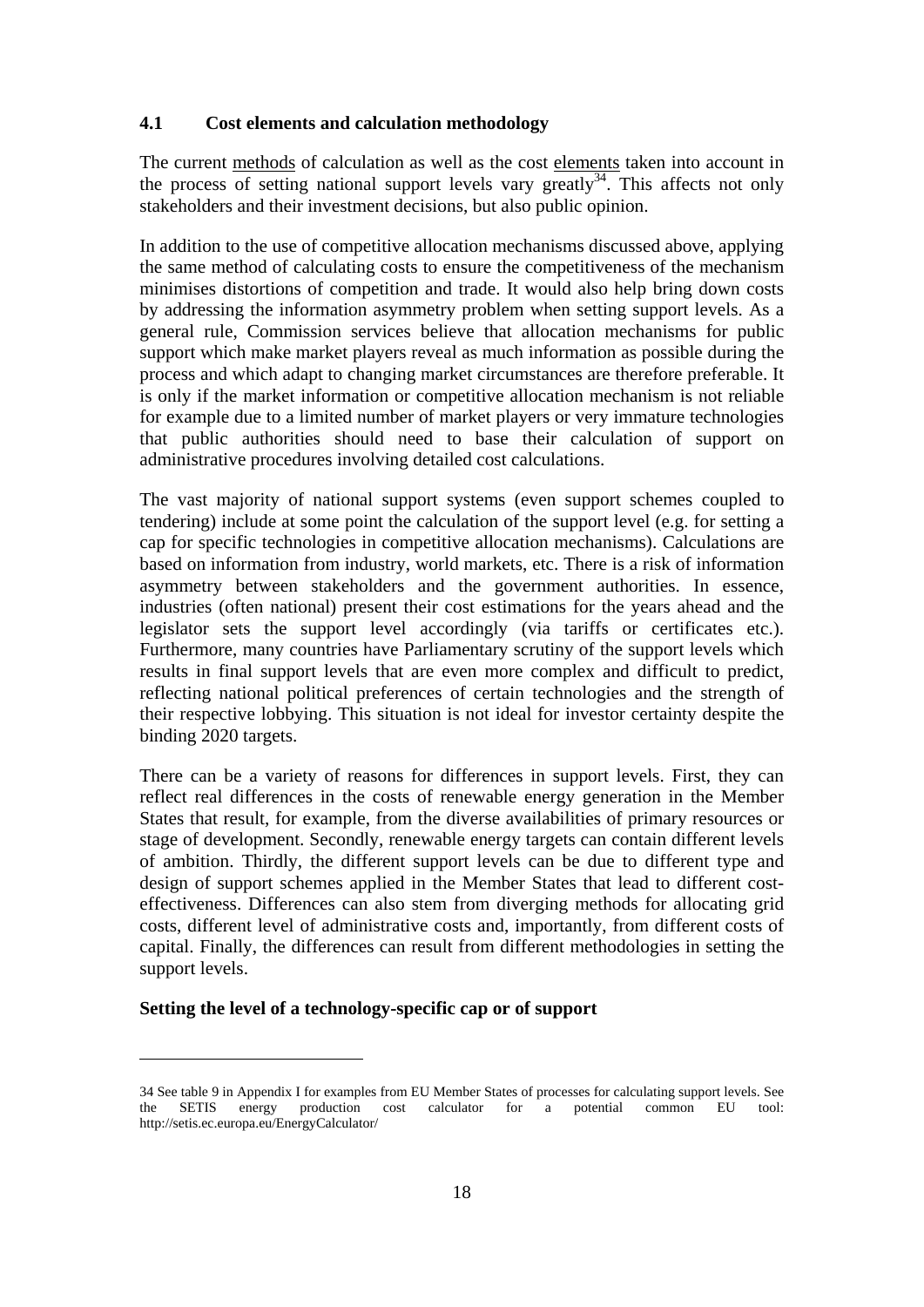### 4.1 Cost elements and calculation methodology

The current methods of calculation as well as the cost elements taken into account in the process of setting national support levels vary greatly[34]. This affects not only stakeholders and their investment decisions, but also public opinion.

In addition to the use of competitive allocation mechanisms discussed above, applying the same method of calculating costs to ensure the competitiveness of the mechanism minimises distortions of competition and trade. It would also help bring down costs by addressing the information asymmetry problem when setting support levels. As a general rule, Commission services believe that allocation mechanisms for public support which make market players reveal as much information as possible during the process and which adapt to changing market circumstances are therefore preferable. It is only if the market information or competitive allocation mechanism is not reliable for example due to a limited number of market players or very immature technologies that public authorities should need to base their calculation of support on administrative procedures involving detailed cost calculations.

The vast majority of national support systems (even support schemes coupled to tendering) include at some point the calculation of the support level (e.g. for setting a cap for specific technologies in competitive allocation mechanisms). Calculations are based on information from industry, world markets, etc. There is a risk of information asymmetry between stakeholders and the government authorities. In essence, industries (often national) present their cost estimations for the years ahead and the legislator sets the support level accordingly (via tariffs or certificates etc.). Furthermore, many countries have Parliamentary scrutiny of the support levels which results in final support levels that are even more complex and difficult to predict, reflecting national political preferences of certain technologies and the strength of their respective lobbying. This situation is not ideal for investor certainty despite the binding 2020 targets.

There can be a variety of reasons for differences in support levels. First, they can reflect real differences in the costs of renewable energy generation in the Member States that result, for example, from the diverse availabilities of primary resources or stage of development. Secondly, renewable energy targets can contain different levels of ambition. Thirdly, the different support levels can be due to different type and design of support schemes applied in the Member States that lead to different cost-effectiveness. Differences can also stem from diverging methods for allocating grid costs, different level of administrative costs and, importantly, from different costs of capital. Finally, the differences can result from different methodologies in setting the support levels.

**Setting the level of a technology-specific cap or of support**

34 See table 9 in Appendix I for examples from EU Member States of processes for calculating support levels. See the SETIS energy production cost calculator for a potential common EU tool: http://setis.ec.europa.eu/EnergyCalculator/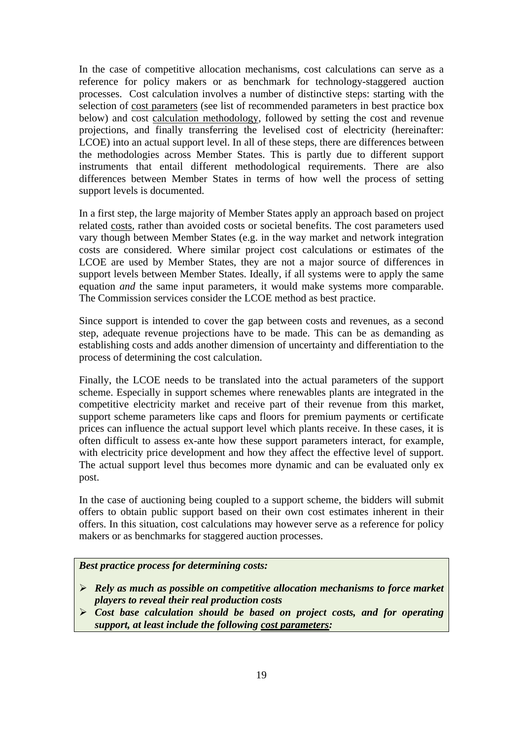In the case of competitive allocation mechanisms, cost calculations can serve as a reference for policy makers or as benchmark for technology-staggered auction processes. Cost calculation involves a number of distinctive steps: starting with the selection of cost parameters (see list of recommended parameters in best practice box below) and cost calculation methodology, followed by setting the cost and revenue projections, and finally transferring the levelised cost of electricity (hereinafter: LCOE) into an actual support level. In all of these steps, there are differences between the methodologies across Member States. This is partly due to different support instruments that entail different methodological requirements. There are also differences between Member States in terms of how well the process of setting support levels is documented.

In a first step, the large majority of Member States apply an approach based on project related costs, rather than avoided costs or societal benefits. The cost parameters used vary though between Member States (e.g. in the way market and network integration costs are considered. Where similar project cost calculations or estimates of the LCOE are used by Member States, they are not a major source of differences in support levels between Member States. Ideally, if all systems were to apply the same equation *and* the same input parameters, it would make systems more comparable. The Commission services consider the LCOE method as best practice.

Since support is intended to cover the gap between costs and revenues, as a second step, adequate revenue projections have to be made. This can be as demanding as establishing costs and adds another dimension of uncertainty and differentiation to the process of determining the cost calculation.

Finally, the LCOE needs to be translated into the actual parameters of the support scheme. Especially in support schemes where renewables plants are integrated in the competitive electricity market and receive part of their revenue from this market, support scheme parameters like caps and floors for premium payments or certificate prices can influence the actual support level which plants receive. In these cases, it is often difficult to assess ex-ante how these support parameters interact, for example, with electricity price development and how they affect the effective level of support. The actual support level thus becomes more dynamic and can be evaluated only ex post.

In the case of auctioning being coupled to a support scheme, the bidders will submit offers to obtain public support based on their own cost estimates inherent in their offers. In this situation, cost calculations may however serve as a reference for policy makers or as benchmarks for staggered auction processes.

***Best practice process for determining costs:***

- ***Rely as much as possible on competitive allocation mechanisms to force market players to reveal their real production costs***
- ***Cost base calculation should be based on project costs, and for operating support, at least include the following cost parameters:***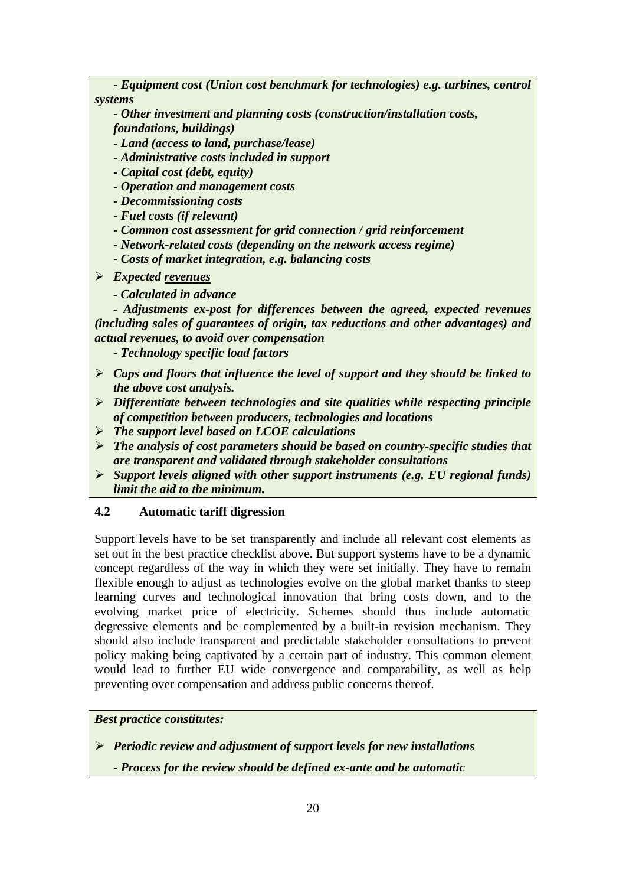*- Equipment cost (Union cost benchmark for technologies) e.g. turbines, control systems*

*- Other investment and planning costs (construction/installation costs, foundations, buildings)*

*- Land (access to land, purchase/lease)*

*- Administrative costs included in support*

*- Capital cost (debt, equity)*

*- Operation and management costs*

*- Decommissioning costs*

*- Fuel costs (if relevant)*

*- Common cost assessment for grid connection / grid reinforcement*

*- Network-related costs (depending on the network access regime)*

*- Costs of market integration, e.g. balancing costs*

- ***Expected <u>revenues</u>***

  ***- Calculated in advance***

  ***- Adjustments ex-post for differences between the agreed, expected revenues (including sales of guarantees of origin, tax reductions and other advantages) and actual revenues, to avoid over compensation***

  ***- Technology specific load factors***

- ***Caps and floors that influence the level of support and they should be linked to the above cost analysis.***
- ***Differentiate between technologies and site qualities while respecting principle of competition between producers, technologies and locations***
- ***The support level based on LCOE calculations***
- ***The analysis of cost parameters should be based on country-specific studies that are transparent and validated through stakeholder consultations***
- ***Support levels aligned with other support instruments (e.g. EU regional funds) limit the aid to the minimum.***

## 4.2 Automatic tariff digression

Support levels have to be set transparently and include all relevant cost elements as set out in the best practice checklist above. But support systems have to be a dynamic concept regardless of the way in which they were set initially. They have to remain flexible enough to adjust as technologies evolve on the global market thanks to steep learning curves and technological innovation that bring costs down, and to the evolving market price of electricity. Schemes should thus include automatic degressive elements and be complemented by a built-in revision mechanism. They should also include transparent and predictable stakeholder consultations to prevent policy making being captivated by a certain part of industry. This common element would lead to further EU wide convergence and comparability, as well as help preventing over compensation and address public concerns thereof.

***Best practice constitutes:***

- ***Periodic review and adjustment of support levels for new installations***

  ***- Process for the review should be defined ex-ante and be automatic***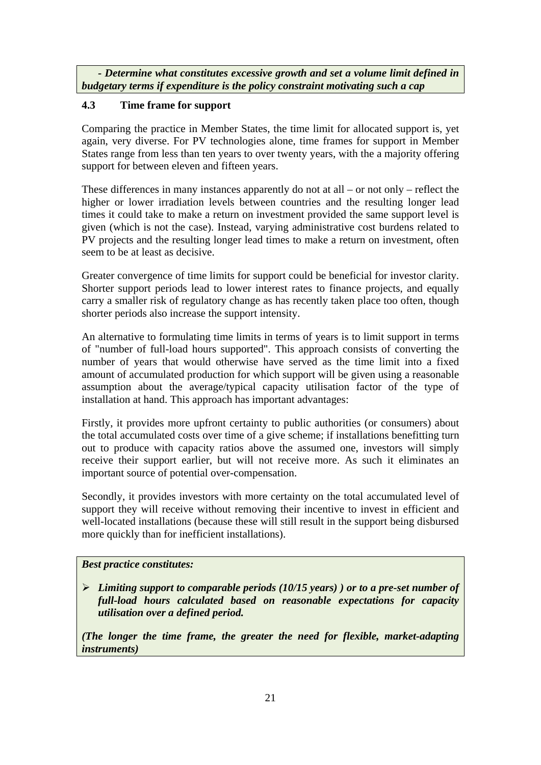***- Determine what constitutes excessive growth and set a volume limit defined in budgetary terms if expenditure is the policy constraint motivating such a cap***

### 4.3 Time frame for support

Comparing the practice in Member States, the time limit for allocated support is, yet again, very diverse. For PV technologies alone, time frames for support in Member States range from less than ten years to over twenty years, with the a majority offering support for between eleven and fifteen years.

These differences in many instances apparently do not at all – or not only – reflect the higher or lower irradiation levels between countries and the resulting longer lead times it could take to make a return on investment provided the same support level is given (which is not the case). Instead, varying administrative cost burdens related to PV projects and the resulting longer lead times to make a return on investment, often seem to be at least as decisive.

Greater convergence of time limits for support could be beneficial for investor clarity. Shorter support periods lead to lower interest rates to finance projects, and equally carry a smaller risk of regulatory change as has recently taken place too often, though shorter periods also increase the support intensity.

An alternative to formulating time limits in terms of years is to limit support in terms of "number of full-load hours supported". This approach consists of converting the number of years that would otherwise have served as the time limit into a fixed amount of accumulated production for which support will be given using a reasonable assumption about the average/typical capacity utilisation factor of the type of installation at hand. This approach has important advantages:

Firstly, it provides more upfront certainty to public authorities (or consumers) about the total accumulated costs over time of a give scheme; if installations benefitting turn out to produce with capacity ratios above the assumed one, investors will simply receive their support earlier, but will not receive more. As such it eliminates an important source of potential over-compensation.

Secondly, it provides investors with more certainty on the total accumulated level of support they will receive without removing their incentive to invest in efficient and well-located installations (because these will still result in the support being disbursed more quickly than for inefficient installations).

***Best practice constitutes:***

- ***Limiting support to comparable periods (10/15 years) ) or to a pre-set number of full-load hours calculated based on reasonable expectations for capacity utilisation over a defined period.***

***(The longer the time frame, the greater the need for flexible, market-adapting instruments)***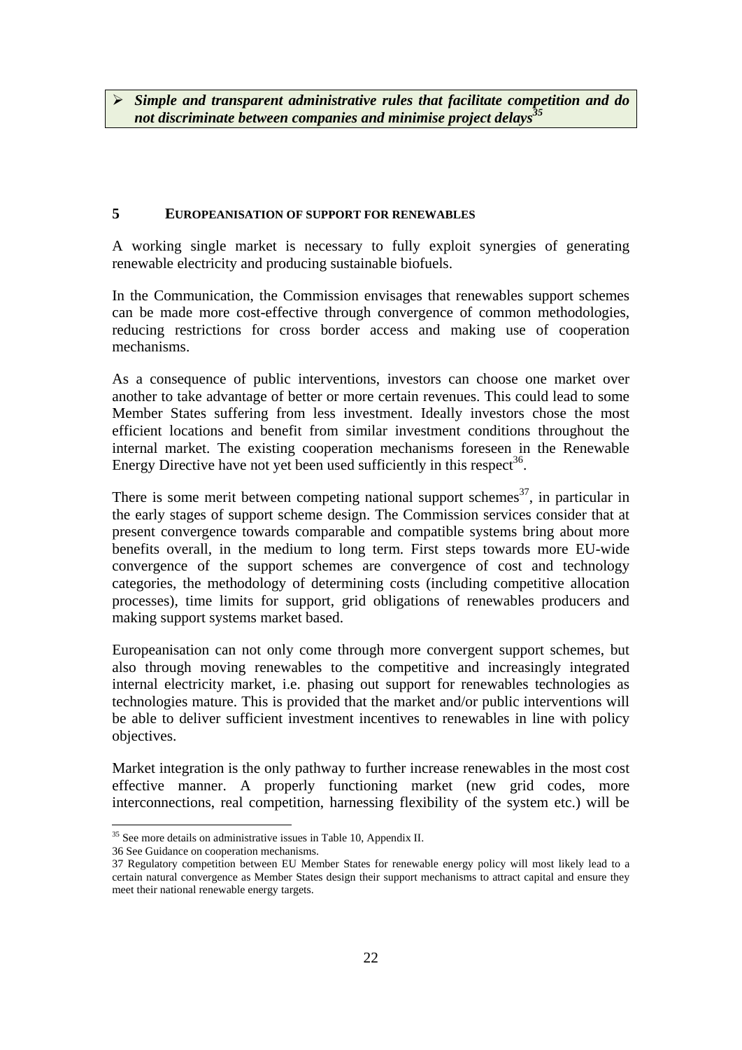- ***Simple and transparent administrative rules that facilitate competition and do not discriminate between companies and minimise project delays[35]***

## 5 EUROPEANISATION OF SUPPORT FOR RENEWABLES

A working single market is necessary to fully exploit synergies of generating renewable electricity and producing sustainable biofuels.

In the Communication, the Commission envisages that renewables support schemes can be made more cost-effective through convergence of common methodologies, reducing restrictions for cross border access and making use of cooperation mechanisms.

As a consequence of public interventions, investors can choose one market over another to take advantage of better or more certain revenues. This could lead to some Member States suffering from less investment. Ideally investors chose the most efficient locations and benefit from similar investment conditions throughout the internal market. The existing cooperation mechanisms foreseen in the Renewable Energy Directive have not yet been used sufficiently in this respect[36].

There is some merit between competing national support schemes[37], in particular in the early stages of support scheme design. The Commission services consider that at present convergence towards comparable and compatible systems bring about more benefits overall, in the medium to long term. First steps towards more EU-wide convergence of the support schemes are convergence of cost and technology categories, the methodology of determining costs (including competitive allocation processes), time limits for support, grid obligations of renewables producers and making support systems market based.

Europeanisation can not only come through more convergent support schemes, but also through moving renewables to the competitive and increasingly integrated internal electricity market, i.e. phasing out support for renewables technologies as technologies mature. This is provided that the market and/or public interventions will be able to deliver sufficient investment incentives to renewables in line with policy objectives.

Market integration is the only pathway to further increase renewables in the most cost effective manner. A properly functioning market (new grid codes, more interconnections, real competition, harnessing flexibility of the system etc.) will be

---

[35] See more details on administrative issues in Table 10, Appendix II.

[36] See Guidance on cooperation mechanisms.

[37] Regulatory competition between EU Member States for renewable energy policy will most likely lead to a certain natural convergence as Member States design their support mechanisms to attract capital and ensure they meet their national renewable energy targets.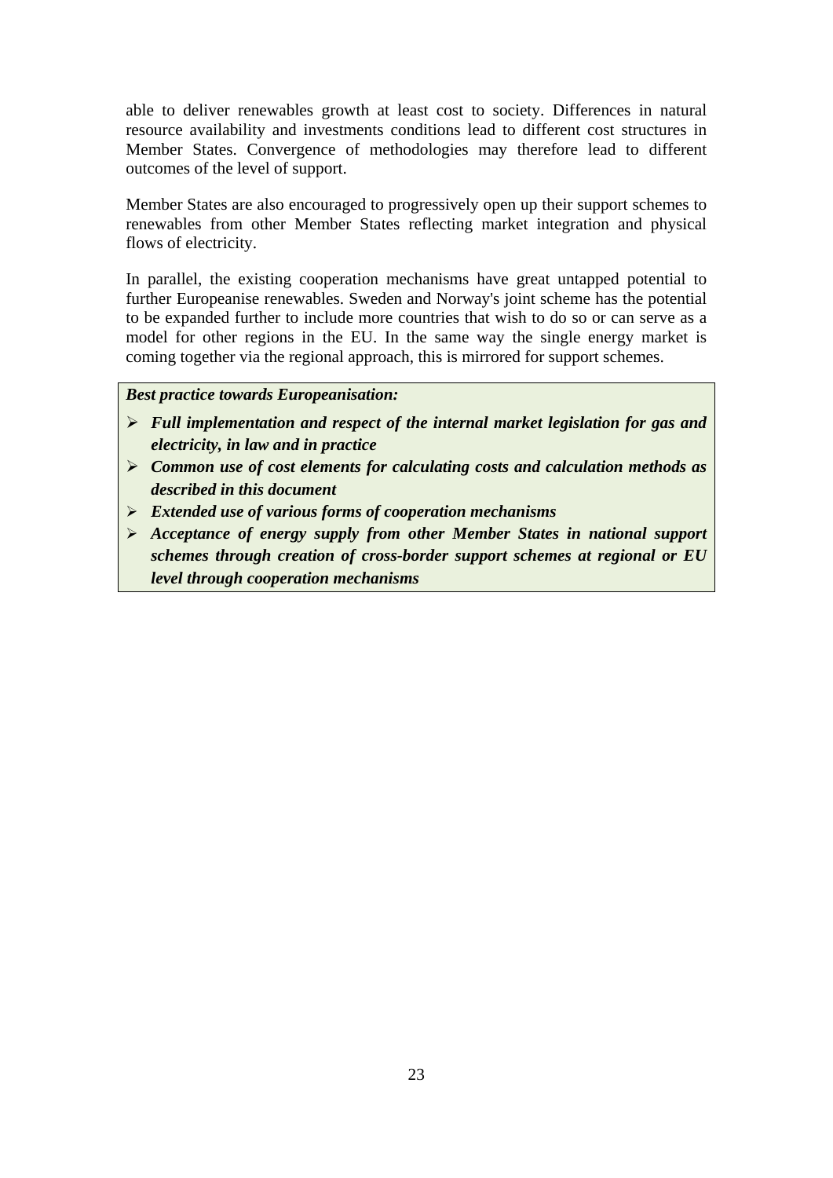able to deliver renewables growth at least cost to society. Differences in natural resource availability and investments conditions lead to different cost structures in Member States. Convergence of methodologies may therefore lead to different outcomes of the level of support.

Member States are also encouraged to progressively open up their support schemes to renewables from other Member States reflecting market integration and physical flows of electricity.

In parallel, the existing cooperation mechanisms have great untapped potential to further Europeanise renewables. Sweden and Norway's joint scheme has the potential to be expanded further to include more countries that wish to do so or can serve as a model for other regions in the EU. In the same way the single energy market is coming together via the regional approach, this is mirrored for support schemes.

***Best practice towards Europeanisation:***

- ***Full implementation and respect of the internal market legislation for gas and electricity, in law and in practice***
- ***Common use of cost elements for calculating costs and calculation methods as described in this document***
- ***Extended use of various forms of cooperation mechanisms***
- ***Acceptance of energy supply from other Member States in national support schemes through creation of cross-border support schemes at regional or EU level through cooperation mechanisms***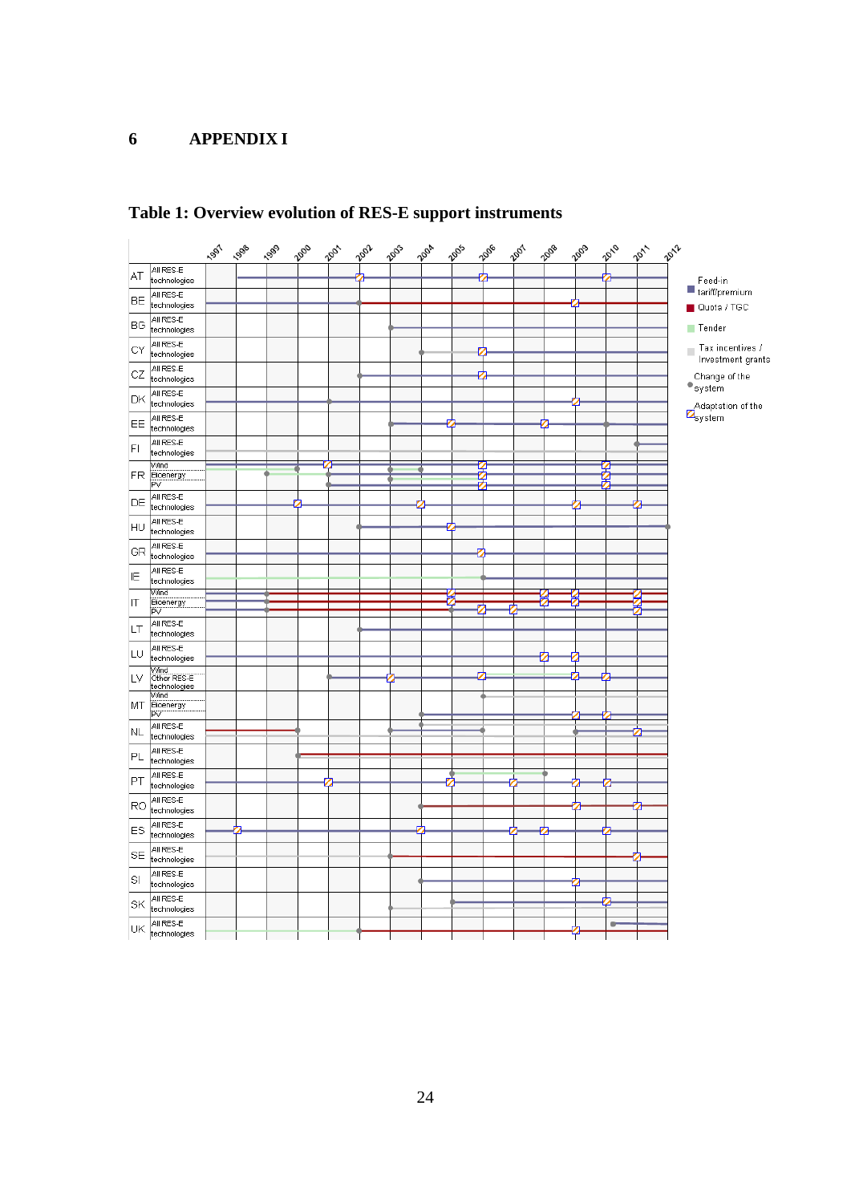# 6 APPENDIX I

**Table 1: Overview evolution of RES-E support instruments**

1997 1998 1999 2000 2001 2002 2003 2004 2005 2006 2007 2008 2009 2010 2011 2012

AT All RES-E technologies

BE All RES-E technologies

BG All RES-E technologies

CY All RES-E technologies

CZ All RES-E technologies

DK All RES-E technologies

EE All RES-E technologies

FI All RES-E technologies

FR Wind Bioenergy PV

DE All RES-E technologies

HU All RES-E technologies

GR All RES-E technologies

IE All RES-E technologies

IT Wind Bioenergy PV

LT All RES-E technologies

LU All RES-E technologies

LV Wind Other RES-E technologies

MT Wind Bioenergy PV

NL All RES-E technologies

PL All RES-E technologies

PT All RES-E technologies

RO All RES-E technologies

ES All RES-E technologies

SE All RES-E technologies

SI All RES-E technologies

SK All RES-E technologies

UK All RES-E technologies

Feed-in tariff/premium

Quota / TGC

Tender

Tax incentives / Investment grants

Change of the system

Adaptation of the system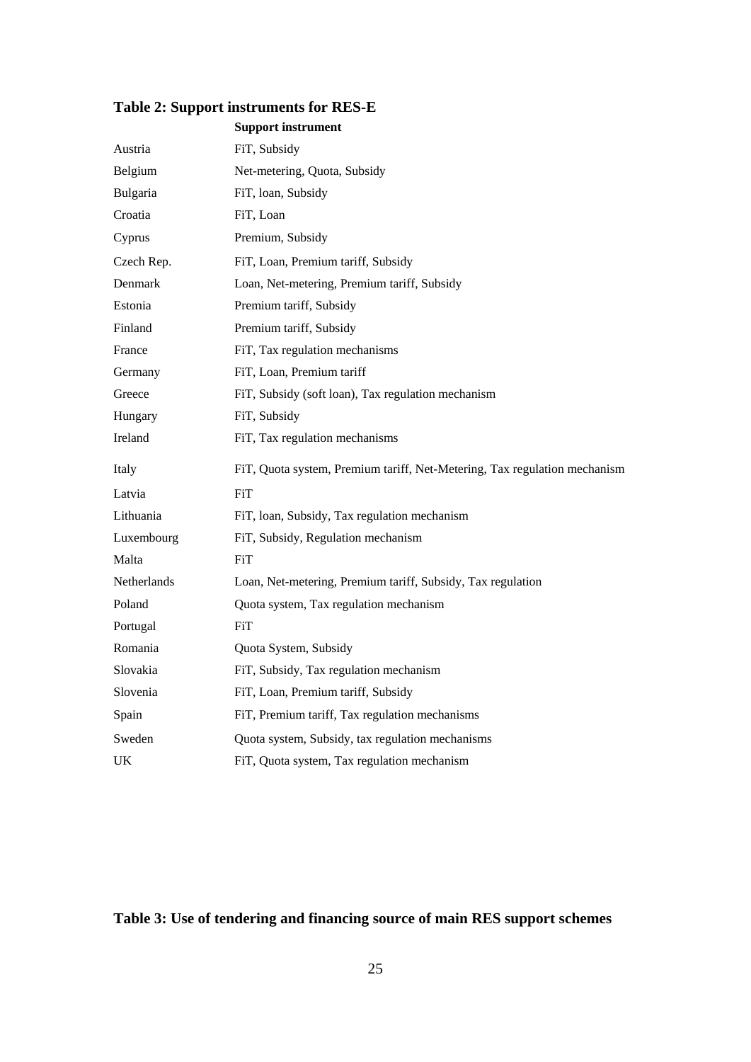**Table 2: Support instruments for RES-E**

| | Support instrument |
|---|---|
| Austria | FiT, Subsidy |
| Belgium | Net-metering, Quota, Subsidy |
| Bulgaria | FiT, loan, Subsidy |
| Croatia | FiT, Loan |
| Cyprus | Premium, Subsidy |
| Czech Rep. | FiT, Loan, Premium tariff, Subsidy |
| Denmark | Loan, Net-metering, Premium tariff, Subsidy |
| Estonia | Premium tariff, Subsidy |
| Finland | Premium tariff, Subsidy |
| France | FiT, Tax regulation mechanisms |
| Germany | FiT, Loan, Premium tariff |
| Greece | FiT, Subsidy (soft loan), Tax regulation mechanism |
| Hungary | FiT, Subsidy |
| Ireland | FiT, Tax regulation mechanisms |
| Italy | FiT, Quota system, Premium tariff, Net-Metering, Tax regulation mechanism |
| Latvia | FiT |
| Lithuania | FiT, loan, Subsidy, Tax regulation mechanism |
| Luxembourg | FiT, Subsidy, Regulation mechanism |
| Malta | FiT |
| Netherlands | Loan, Net-metering, Premium tariff, Subsidy, Tax regulation |
| Poland | Quota system, Tax regulation mechanism |
| Portugal | FiT |
| Romania | Quota System, Subsidy |
| Slovakia | FiT, Subsidy, Tax regulation mechanism |
| Slovenia | FiT, Loan, Premium tariff, Subsidy |
| Spain | FiT, Premium tariff, Tax regulation mechanisms |
| Sweden | Quota system, Subsidy, tax regulation mechanisms |
| UK | FiT, Quota system, Tax regulation mechanism |

**Table 3: Use of tendering and financing source of main RES support schemes**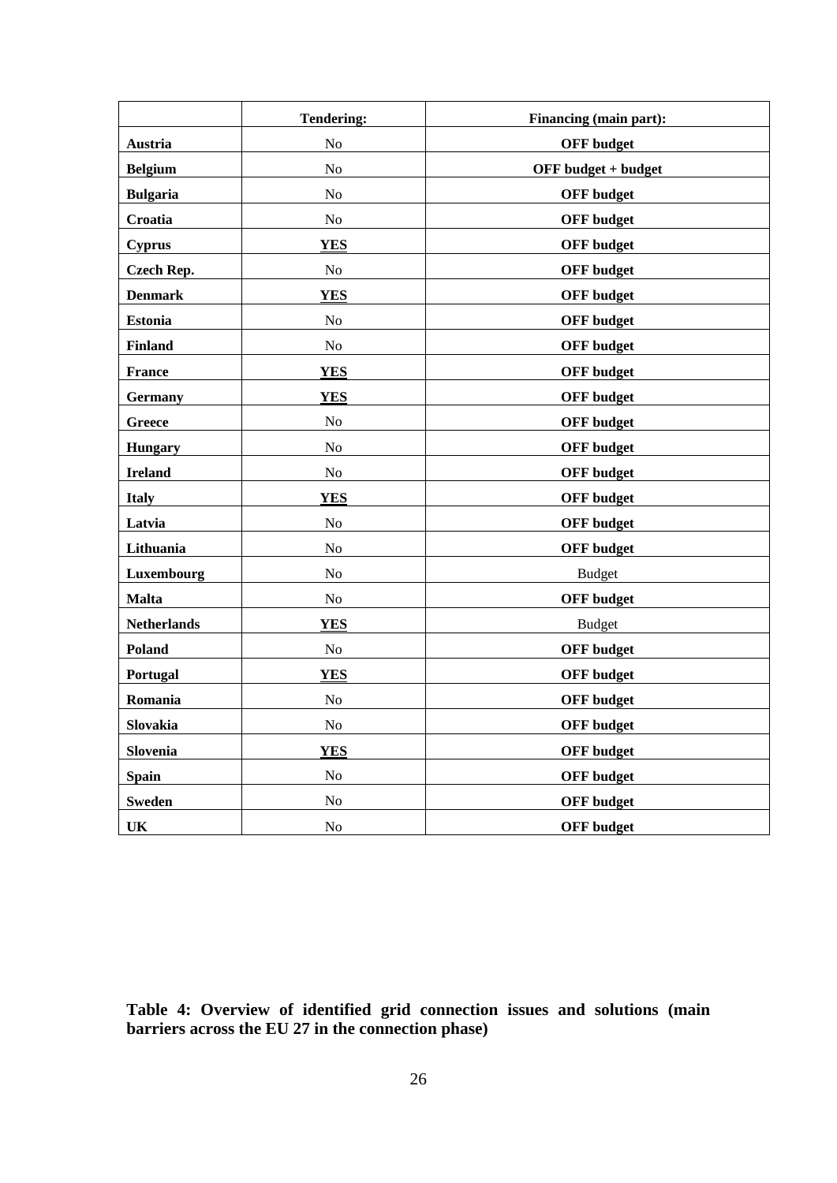| | Tendering: | Financing (main part): |
|---|---|---|
| **Austria** | No | **OFF budget** |
| **Belgium** | No | **OFF budget + budget** |
| **Bulgaria** | No | **OFF budget** |
| **Croatia** | No | **OFF budget** |
| **Cyprus** | **YES** | **OFF budget** |
| **Czech Rep.** | No | **OFF budget** |
| **Denmark** | **YES** | **OFF budget** |
| **Estonia** | No | **OFF budget** |
| **Finland** | No | **OFF budget** |
| **France** | **YES** | **OFF budget** |
| **Germany** | **YES** | **OFF budget** |
| **Greece** | No | **OFF budget** |
| **Hungary** | No | **OFF budget** |
| **Ireland** | No | **OFF budget** |
| **Italy** | **YES** | **OFF budget** |
| **Latvia** | No | **OFF budget** |
| **Lithuania** | No | **OFF budget** |
| **Luxembourg** | No | Budget |
| **Malta** | No | **OFF budget** |
| **Netherlands** | **YES** | Budget |
| **Poland** | No | **OFF budget** |
| **Portugal** | **YES** | **OFF budget** |
| **Romania** | No | **OFF budget** |
| **Slovakia** | No | **OFF budget** |
| **Slovenia** | **YES** | **OFF budget** |
| **Spain** | No | **OFF budget** |
| **Sweden** | No | **OFF budget** |
| **UK** | No | **OFF budget** |

**Table 4: Overview of identified grid connection issues and solutions (main barriers across the EU 27 in the connection phase)**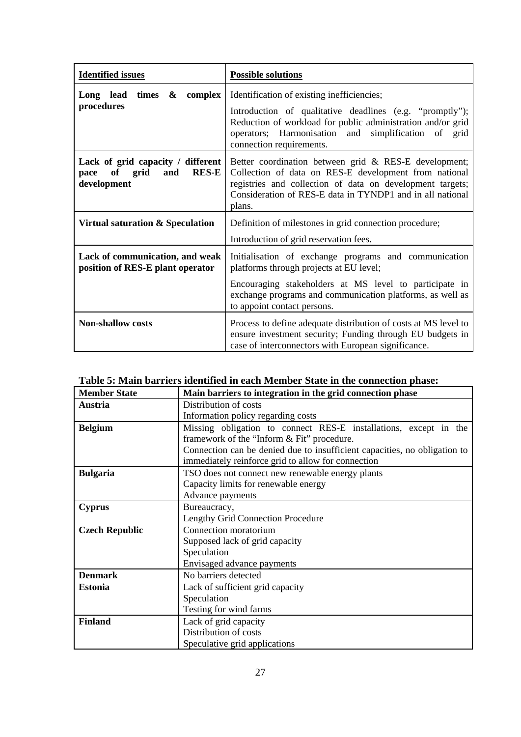| Identified issues | Possible solutions |
| --- | --- |
| **Long lead times & complex procedures** | Identification of existing inefficiencies;<br>Introduction of qualitative deadlines (e.g. "promptly"); Reduction of workload for public administration and/or grid operators; Harmonisation and simplification of grid connection requirements. |
| **Lack of grid capacity / different pace of grid and RES-E development** | Better coordination between grid & RES-E development; Collection of data on RES-E development from national registries and collection of data on development targets; Consideration of RES-E data in TYNDP1 and in all national plans. |
| **Virtual saturation & Speculation** | Definition of milestones in grid connection procedure;<br>Introduction of grid reservation fees. |
| **Lack of communication, and weak position of RES-E plant operator** | Initialisation of exchange programs and communication platforms through projects at EU level;<br>Encouraging stakeholders at MS level to participate in exchange programs and communication platforms, as well as to appoint contact persons. |
| **Non-shallow costs** | Process to define adequate distribution of costs at MS level to ensure investment security; Funding through EU budgets in case of interconnectors with European significance. |

**Table 5: Main barriers identified in each Member State in the connection phase:**

| Member State | Main barriers to integration in the grid connection phase |
| --- | --- |
| **Austria** | Distribution of costs<br>Information policy regarding costs |
| **Belgium** | Missing obligation to connect RES-E installations, except in the framework of the "Inform & Fit" procedure.<br>Connection can be denied due to insufficient capacities, no obligation to immediately reinforce grid to allow for connection |
| **Bulgaria** | TSO does not connect new renewable energy plants<br>Capacity limits for renewable energy<br>Advance payments |
| **Cyprus** | Bureaucracy,<br>Lengthy Grid Connection Procedure |
| **Czech Republic** | Connection moratorium<br>Supposed lack of grid capacity<br>Speculation<br>Envisaged advance payments |
| **Denmark** | No barriers detected |
| **Estonia** | Lack of sufficient grid capacity<br>Speculation<br>Testing for wind farms |
| **Finland** | Lack of grid capacity<br>Distribution of costs<br>Speculative grid applications |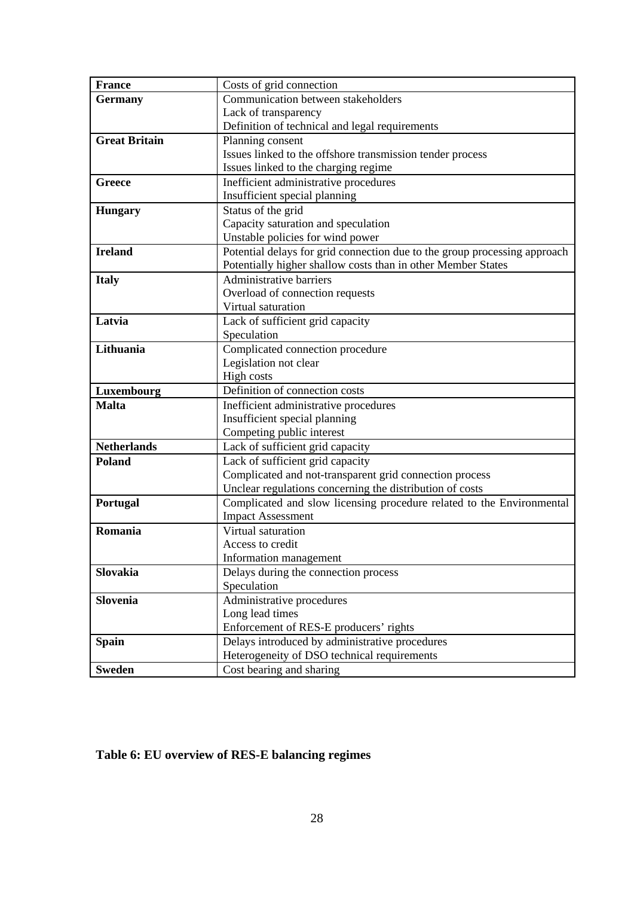| | |
|---|---|
| **France** | Costs of grid connection |
| **Germany** | Communication between stakeholders<br>Lack of transparency<br>Definition of technical and legal requirements |
| **Great Britain** | Planning consent<br>Issues linked to the offshore transmission tender process<br>Issues linked to the charging regime |
| **Greece** | Inefficient administrative procedures<br>Insufficient special planning |
| **Hungary** | Status of the grid<br>Capacity saturation and speculation<br>Unstable policies for wind power |
| **Ireland** | Potential delays for grid connection due to the group processing approach<br>Potentially higher shallow costs than in other Member States |
| **Italy** | Administrative barriers<br>Overload of connection requests<br>Virtual saturation |
| **Latvia** | Lack of sufficient grid capacity<br>Speculation |
| **Lithuania** | Complicated connection procedure<br>Legislation not clear<br>High costs |
| **Luxembourg** | Definition of connection costs |
| **Malta** | Inefficient administrative procedures<br>Insufficient special planning<br>Competing public interest |
| **Netherlands** | Lack of sufficient grid capacity |
| **Poland** | Lack of sufficient grid capacity<br>Complicated and not-transparent grid connection process<br>Unclear regulations concerning the distribution of costs |
| **Portugal** | Complicated and slow licensing procedure related to the Environmental Impact Assessment |
| **Romania** | Virtual saturation<br>Access to credit<br>Information management |
| **Slovakia** | Delays during the connection process<br>Speculation |
| **Slovenia** | Administrative procedures<br>Long lead times<br>Enforcement of RES-E producers' rights |
| **Spain** | Delays introduced by administrative procedures<br>Heterogeneity of DSO technical requirements |
| **Sweden** | Cost bearing and sharing |

**Table 6: EU overview of RES-E balancing regimes**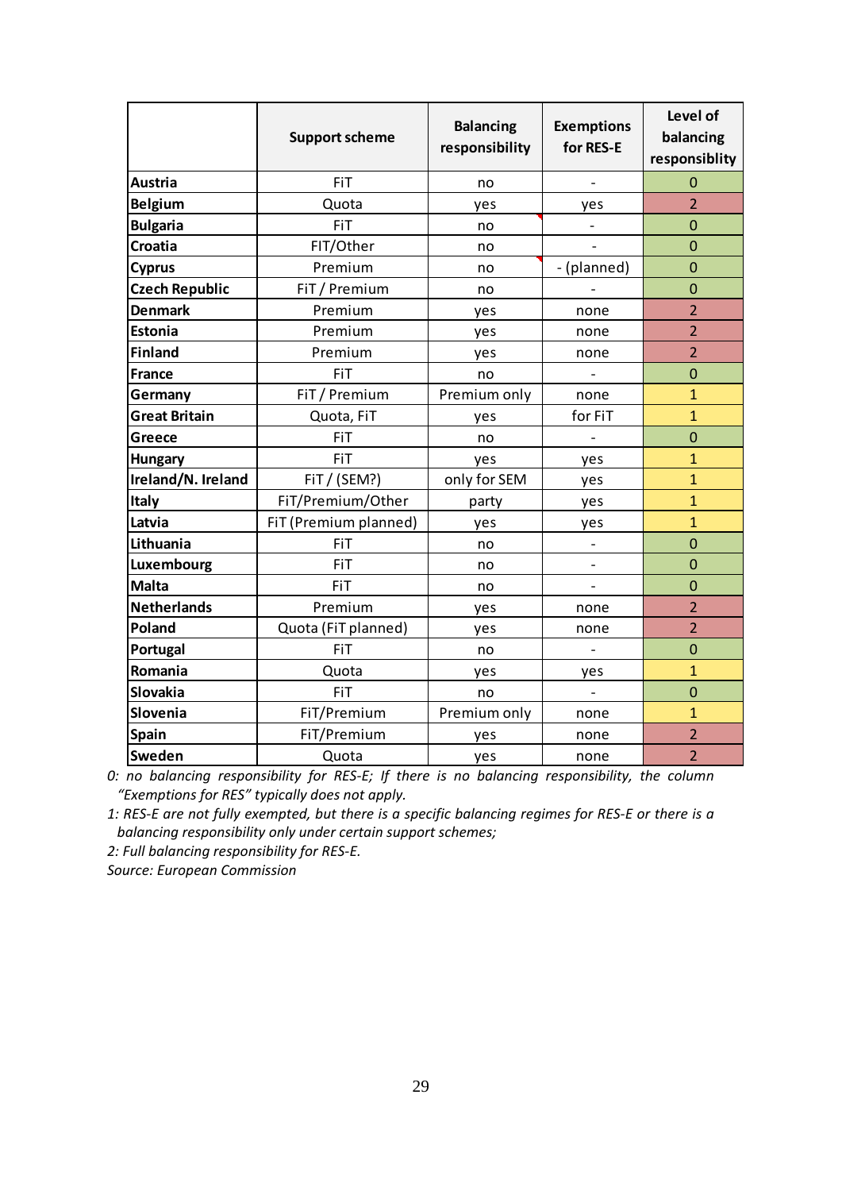| | Support scheme | Balancing responsibility | Exemptions for RES-E | Level of balancing responsiblity |
|---|---|---|---|---|
| **Austria** | FiT | no | - | 0 |
| **Belgium** | Quota | yes | yes | 2 |
| **Bulgaria** | FiT | no | - | 0 |
| **Croatia** | FIT/Other | no | - | 0 |
| **Cyprus** | Premium | no | - (planned) | 0 |
| **Czech Republic** | FiT / Premium | no | - | 0 |
| **Denmark** | Premium | yes | none | 2 |
| **Estonia** | Premium | yes | none | 2 |
| **Finland** | Premium | yes | none | 2 |
| **France** | FiT | no | - | 0 |
| **Germany** | FiT / Premium | Premium only | none | 1 |
| **Great Britain** | Quota, FiT | yes | for FiT | 1 |
| **Greece** | FiT | no | - | 0 |
| **Hungary** | FiT | yes | yes | 1 |
| **Ireland/N. Ireland** | FiT / (SEM?) | only for SEM | yes | 1 |
| **Italy** | FiT/Premium/Other | party | yes | 1 |
| **Latvia** | FiT (Premium planned) | yes | yes | 1 |
| **Lithuania** | FiT | no | - | 0 |
| **Luxembourg** | FiT | no | - | 0 |
| **Malta** | FiT | no | - | 0 |
| **Netherlands** | Premium | yes | none | 2 |
| **Poland** | Quota (FiT planned) | yes | none | 2 |
| **Portugal** | FiT | no | - | 0 |
| **Romania** | Quota | yes | yes | 1 |
| **Slovakia** | FiT | no | - | 0 |
| **Slovenia** | FiT/Premium | Premium only | none | 1 |
| **Spain** | FiT/Premium | yes | none | 2 |
| **Sweden** | Quota | yes | none | 2 |

*0: no balancing responsibility for RES-E; If there is no balancing responsibility, the column "Exemptions for RES" typically does not apply.*

*1: RES-E are not fully exempted, but there is a specific balancing regimes for RES-E or there is a balancing responsibility only under certain support schemes;*

*2: Full balancing responsibility for RES-E.*

*Source: European Commission*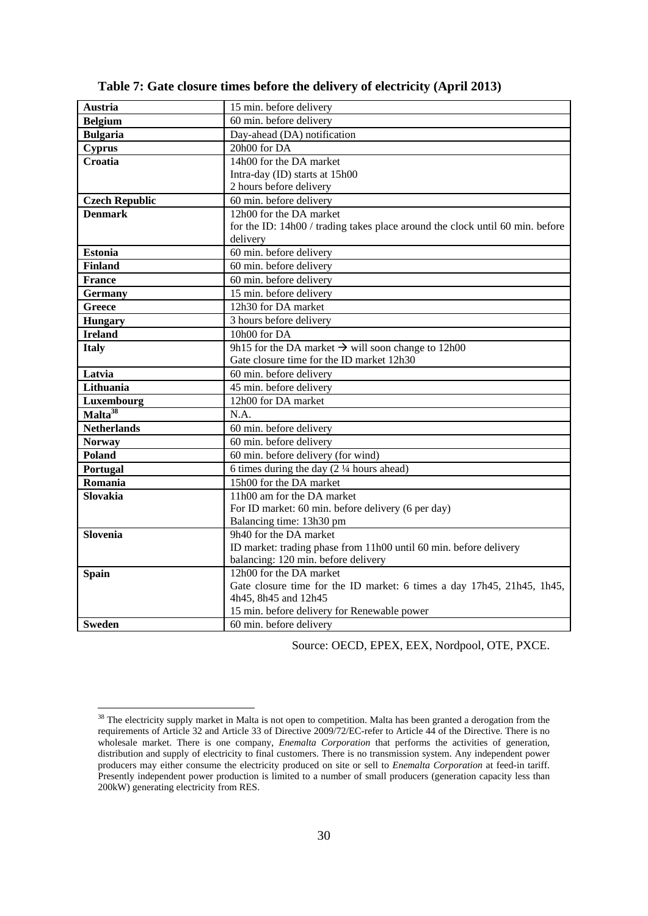**Table 7: Gate closure times before the delivery of electricity (April 2013)**

| | |
|---|---|
| **Austria** | 15 min. before delivery |
| **Belgium** | 60 min. before delivery |
| **Bulgaria** | Day-ahead (DA) notification |
| **Cyprus** | 20h00 for DA |
| **Croatia** | 14h00 for the DA market<br>Intra-day (ID) starts at 15h00<br>2 hours before delivery |
| **Czech Republic** | 60 min. before delivery |
| **Denmark** | 12h00 for the DA market<br>for the ID: 14h00 / trading takes place around the clock until 60 min. before delivery |
| **Estonia** | 60 min. before delivery |
| **Finland** | 60 min. before delivery |
| **France** | 60 min. before delivery |
| **Germany** | 15 min. before delivery |
| **Greece** | 12h30 for DA market |
| **Hungary** | 3 hours before delivery |
| **Ireland** | 10h00 for DA |
| **Italy** | 9h15 for the DA market → will soon change to 12h00<br>Gate closure time for the ID market 12h30 |
| **Latvia** | 60 min. before delivery |
| **Lithuania** | 45 min. before delivery |
| **Luxembourg** | 12h00 for DA market |
| **Malta**[38] | N.A. |
| **Netherlands** | 60 min. before delivery |
| **Norway** | 60 min. before delivery |
| **Poland** | 60 min. before delivery (for wind) |
| **Portugal** | 6 times during the day (2 ¼ hours ahead) |
| **Romania** | 15h00 for the DA market |
| **Slovakia** | 11h00 am for the DA market<br>For ID market: 60 min. before delivery (6 per day)<br>Balancing time: 13h30 pm |
| **Slovenia** | 9h40 for the DA market<br>ID market: trading phase from 11h00 until 60 min. before delivery<br>balancing: 120 min. before delivery |
| **Spain** | 12h00 for the DA market<br>Gate closure time for the ID market: 6 times a day 17h45, 21h45, 1h45, 4h45, 8h45 and 12h45<br>15 min. before delivery for Renewable power |
| **Sweden** | 60 min. before delivery |

Source: OECD, EPEX, EEX, Nordpool, OTE, PXCE.

[38] The electricity supply market in Malta is not open to competition. Malta has been granted a derogation from the requirements of Article 32 and Article 33 of Directive 2009/72/EC-refer to Article 44 of the Directive. There is no wholesale market. There is one company, *Enemalta Corporation* that performs the activities of generation, distribution and supply of electricity to final customers. There is no transmission system. Any independent power producers may either consume the electricity produced on site or sell to *Enemalta Corporation* at feed-in tariff. Presently independent power production is limited to a number of small producers (generation capacity less than 200kW) generating electricity from RES.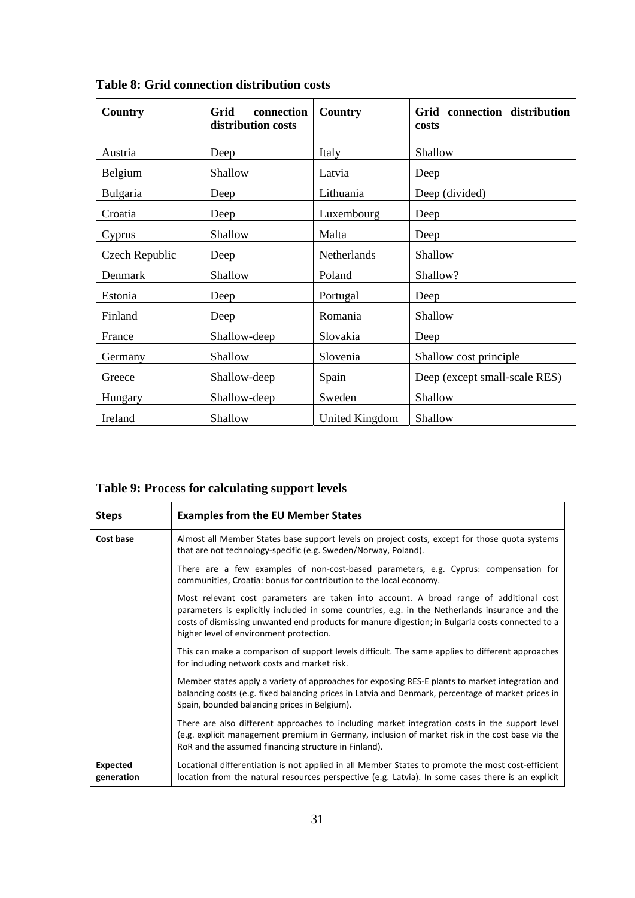**Table 8: Grid connection distribution costs**

| Country | Grid connection distribution costs | Country | Grid connection distribution costs |
|---|---|---|---|
| Austria | Deep | Italy | Shallow |
| Belgium | Shallow | Latvia | Deep |
| Bulgaria | Deep | Lithuania | Deep (divided) |
| Croatia | Deep | Luxembourg | Deep |
| Cyprus | Shallow | Malta | Deep |
| Czech Republic | Deep | Netherlands | Shallow |
| Denmark | Shallow | Poland | Shallow? |
| Estonia | Deep | Portugal | Deep |
| Finland | Deep | Romania | Shallow |
| France | Shallow-deep | Slovakia | Deep |
| Germany | Shallow | Slovenia | Shallow cost principle |
| Greece | Shallow-deep | Spain | Deep (except small-scale RES) |
| Hungary | Shallow-deep | Sweden | Shallow |
| Ireland | Shallow | United Kingdom | Shallow |

**Table 9: Process for calculating support levels**

| Steps | Examples from the EU Member States |
|---|---|
| **Cost base** | Almost all Member States base support levels on project costs, except for those quota systems that are not technology-specific (e.g. Sweden/Norway, Poland).<br><br>There are a few examples of non-cost-based parameters, e.g. Cyprus: compensation for communities, Croatia: bonus for contribution to the local economy.<br><br>Most relevant cost parameters are taken into account. A broad range of additional cost parameters is explicitly included in some countries, e.g. in the Netherlands insurance and the costs of dismissing unwanted end products for manure digestion; in Bulgaria costs connected to a higher level of environment protection.<br><br>This can make a comparison of support levels difficult. The same applies to different approaches for including network costs and market risk.<br><br>Member states apply a variety of approaches for exposing RES-E plants to market integration and balancing costs (e.g. fixed balancing prices in Latvia and Denmark, percentage of market prices in Spain, bounded balancing prices in Belgium).<br><br>There are also different approaches to including market integration costs in the support level (e.g. explicit management premium in Germany, inclusion of market risk in the cost base via the RoR and the assumed financing structure in Finland). |
| **Expected generation** | Locational differentiation is not applied in all Member States to promote the most cost-efficient location from the natural resources perspective (e.g. Latvia). In some cases there is an explicit |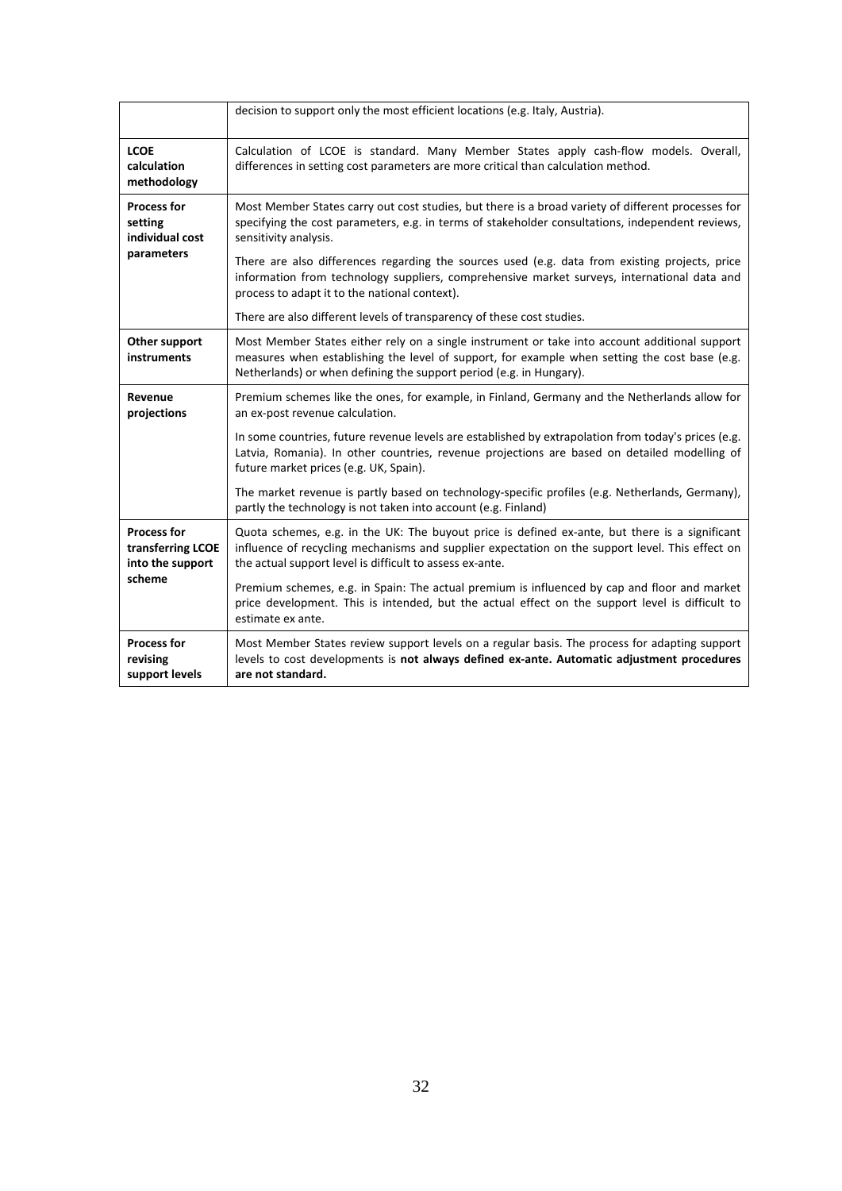| | |
|---|---|
| | decision to support only the most efficient locations (e.g. Italy, Austria). |
| **LCOE calculation methodology** | Calculation of LCOE is standard. Many Member States apply cash-flow models. Overall, differences in setting cost parameters are more critical than calculation method. |
| **Process for setting individual cost parameters** | Most Member States carry out cost studies, but there is a broad variety of different processes for specifying the cost parameters, e.g. in terms of stakeholder consultations, independent reviews, sensitivity analysis.<br><br>There are also differences regarding the sources used (e.g. data from existing projects, price information from technology suppliers, comprehensive market surveys, international data and process to adapt it to the national context).<br><br>There are also different levels of transparency of these cost studies. |
| **Other support instruments** | Most Member States either rely on a single instrument or take into account additional support measures when establishing the level of support, for example when setting the cost base (e.g. Netherlands) or when defining the support period (e.g. in Hungary). |
| **Revenue projections** | Premium schemes like the ones, for example, in Finland, Germany and the Netherlands allow for an ex-post revenue calculation.<br><br>In some countries, future revenue levels are established by extrapolation from today's prices (e.g. Latvia, Romania). In other countries, revenue projections are based on detailed modelling of future market prices (e.g. UK, Spain).<br><br>The market revenue is partly based on technology-specific profiles (e.g. Netherlands, Germany), partly the technology is not taken into account (e.g. Finland) |
| **Process for transferring LCOE into the support scheme** | Quota schemes, e.g. in the UK: The buyout price is defined ex-ante, but there is a significant influence of recycling mechanisms and supplier expectation on the support level. This effect on the actual support level is difficult to assess ex-ante.<br><br>Premium schemes, e.g. in Spain: The actual premium is influenced by cap and floor and market price development. This is intended, but the actual effect on the support level is difficult to estimate ex ante. |
| **Process for revising support levels** | Most Member States review support levels on a regular basis. The process for adapting support levels to cost developments is **not always defined ex-ante. Automatic adjustment procedures are not standard.** |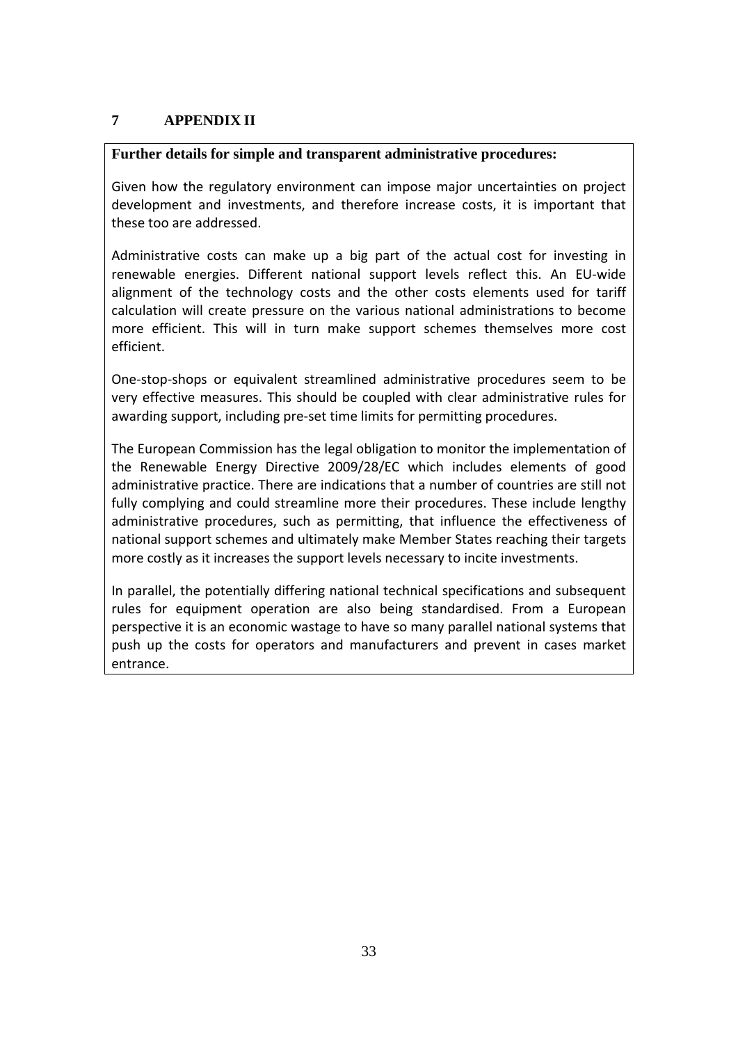# 7 APPENDIX II

**Further details for simple and transparent administrative procedures:**

Given how the regulatory environment can impose major uncertainties on project development and investments, and therefore increase costs, it is important that these too are addressed.

Administrative costs can make up a big part of the actual cost for investing in renewable energies. Different national support levels reflect this. An EU-wide alignment of the technology costs and the other costs elements used for tariff calculation will create pressure on the various national administrations to become more efficient. This will in turn make support schemes themselves more cost efficient.

One-stop-shops or equivalent streamlined administrative procedures seem to be very effective measures. This should be coupled with clear administrative rules for awarding support, including pre-set time limits for permitting procedures.

The European Commission has the legal obligation to monitor the implementation of the Renewable Energy Directive 2009/28/EC which includes elements of good administrative practice. There are indications that a number of countries are still not fully complying and could streamline more their procedures. These include lengthy administrative procedures, such as permitting, that influence the effectiveness of national support schemes and ultimately make Member States reaching their targets more costly as it increases the support levels necessary to incite investments.

In parallel, the potentially differing national technical specifications and subsequent rules for equipment operation are also being standardised. From a European perspective it is an economic wastage to have so many parallel national systems that push up the costs for operators and manufacturers and prevent in cases market entrance.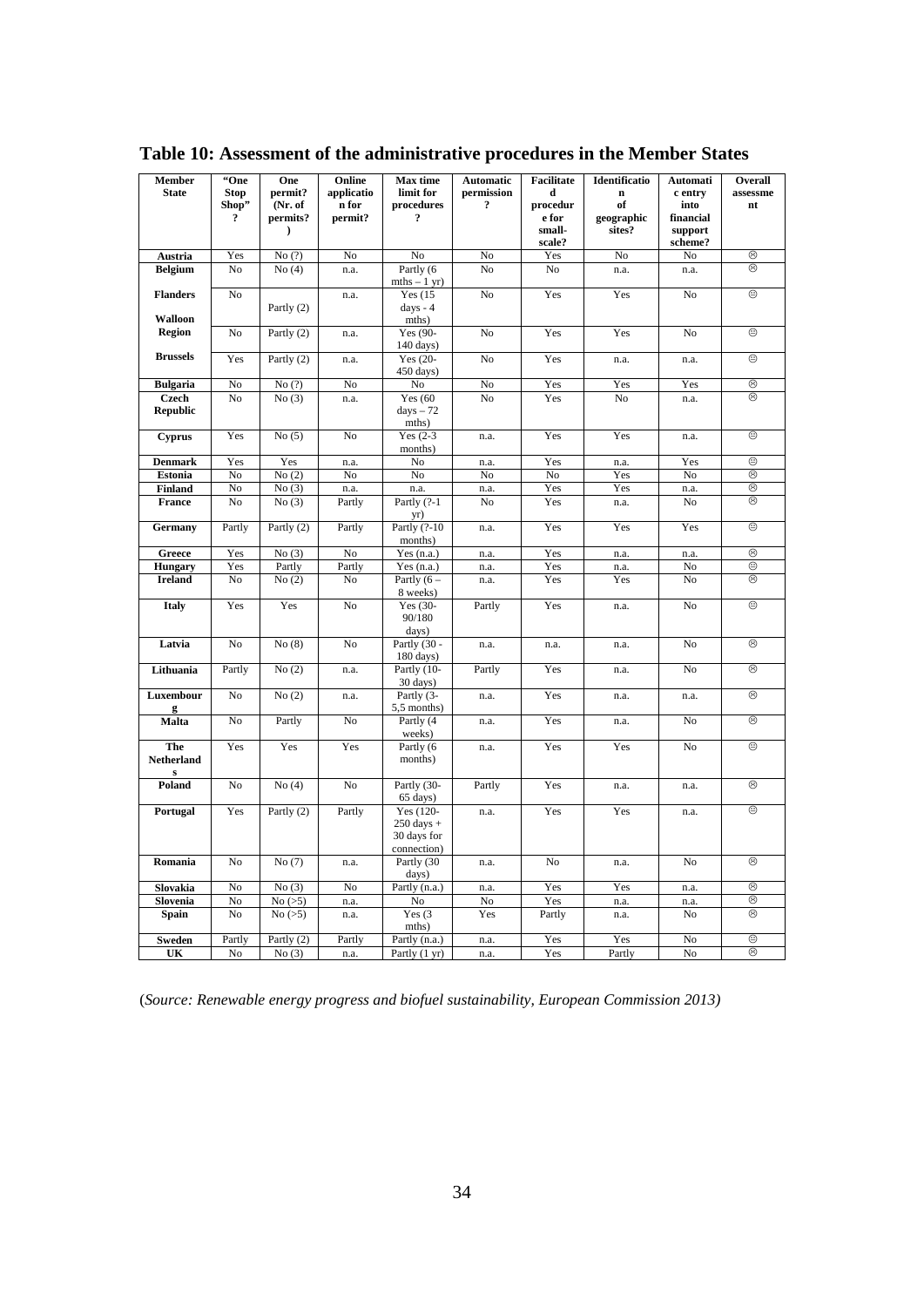# Table 10: Assessment of the administrative procedures in the Member States

| Member State | "One Stop Shop"? | One permit? (Nr. of permits?) | Online application for permit? | Max time limit for procedures? | Automatic permission? | Facilitated procedure for small-scale? | Identification of geographic sites? | Automatic entry into financial support scheme? | Overall assessment |
|---|---|---|---|---|---|---|---|---|---|
| **Austria** | Yes | No (?) | No | No | No | Yes | No | No | ☹ |
| **Belgium** | No | No (4) | n.a. | Partly (6 mths – 1 yr) | No | No | n.a. | n.a. | ☹ |
| **Flanders** | No | Partly (2) | n.a. | Yes (15 days - 4 mths) | No | Yes | Yes | No | ☺ |
| **Walloon Region** | No | Partly (2) | n.a. | Yes (90-140 days) | No | Yes | Yes | No | ☺ |
| **Brussels** | Yes | Partly (2) | n.a. | Yes (20-450 days) | No | Yes | n.a. | n.a. | ☺ |
| **Bulgaria** | No | No (?) | No | No | No | Yes | Yes | Yes | ☹ |
| **Czech Republic** | No | No (3) | n.a. | Yes (60 days – 72 mths) | No | Yes | No | n.a. | ☹ |
| **Cyprus** | Yes | No (5) | No | Yes (2-3 months) | n.a. | Yes | Yes | n.a. | ☺ |
| **Denmark** | Yes | Yes | n.a. | No | n.a. | Yes | n.a. | Yes | ☺ |
| **Estonia** | No | No (2) | No | No | No | No | Yes | No | ☹ |
| **Finland** | No | No (3) | n.a. | n.a. | n.a. | Yes | Yes | n.a. | ☹ |
| **France** | No | No (3) | Partly | Partly (?-1 yr) | No | Yes | n.a. | No | ☹ |
| **Germany** | Partly | Partly (2) | Partly | Partly (?-10 months) | n.a. | Yes | Yes | Yes | ☺ |
| **Greece** | Yes | No (3) | No | Yes (n.a.) | n.a. | Yes | n.a. | n.a. | ☹ |
| **Hungary** | Yes | Partly | Partly | Yes (n.a.) | n.a. | Yes | n.a. | No | ☺ |
| **Ireland** | No | No (2) | No | Partly (6 – 8 weeks) | n.a. | Yes | Yes | No | ☹ |
| **Italy** | Yes | Yes | No | Yes (30-90/180 days) | Partly | Yes | n.a. | No | ☺ |
| **Latvia** | No | No (8) | No | Partly (30 - 180 days) | n.a. | n.a. | n.a. | No | ☹ |
| **Lithuania** | Partly | No (2) | n.a. | Partly (10-30 days) | Partly | Yes | n.a. | No | ☹ |
| **Luxembourg** | No | No (2) | n.a. | Partly (3-5,5 months) | n.a. | Yes | n.a. | n.a. | ☹ |
| **Malta** | No | Partly | No | Partly (4 weeks) | n.a. | Yes | n.a. | No | ☹ |
| **The Netherlands** | Yes | Yes | Yes | Partly (6 months) | n.a. | Yes | Yes | No | ☺ |
| **Poland** | No | No (4) | No | Partly (30-65 days) | Partly | Yes | n.a. | n.a. | ☹ |
| **Portugal** | Yes | Partly (2) | Partly | Yes (120-250 days + 30 days for connection) | n.a. | Yes | Yes | n.a. | ☺ |
| **Romania** | No | No (7) | n.a. | Partly (30 days) | n.a. | No | n.a. | No | ☹ |
| **Slovakia** | No | No (3) | No | Partly (n.a.) | n.a. | Yes | Yes | n.a. | ☹ |
| **Slovenia** | No | No (>5) | n.a. | No | No | Yes | n.a. | n.a. | ☹ |
| **Spain** | No | No (>5) | n.a. | Yes (3 mths) | Yes | Partly | n.a. | No | ☹ |
| **Sweden** | Partly | Partly (2) | Partly | Partly (n.a.) | n.a. | Yes | Yes | No | ☺ |
| **UK** | No | No (3) | n.a. | Partly (1 yr) | n.a. | Yes | Partly | No | ☹ |

(*Source: Renewable energy progress and biofuel sustainability, European Commission 2013)*